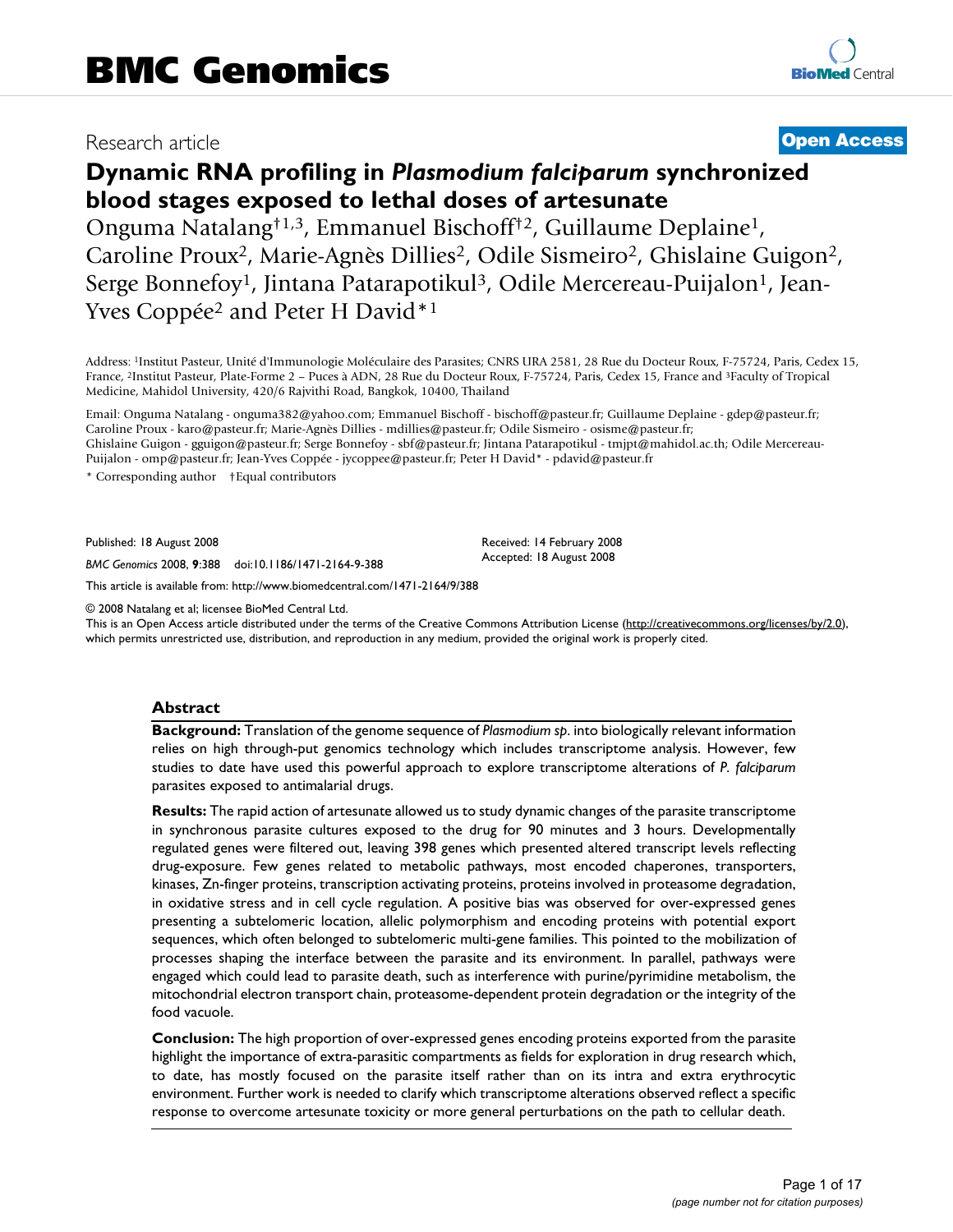BMC Genomics

Research article

**Open Access**

# Dynamic RNA profiling in *Plasmodium falciparum* synchronized blood stages exposed to lethal doses of artesunate

Onguma Natalang†[1,3], Emmanuel Bischoff†[2], Guillaume Deplaine[1], Caroline Proux[2], Marie-Agnès Dillies[2], Odile Sismeiro[2], Ghislaine Guigon[2], Serge Bonnefoy[1], Jintana Patarapotikul[3], Odile Mercereau-Puijalon[1], Jean-Yves Coppée[2] and Peter H David*[1]

Address: [1]Institut Pasteur, Unité d'Immunologie Moléculaire des Parasites; CNRS URA 2581, 28 Rue du Docteur Roux, F-75724, Paris, Cedex 15, France, [2]Institut Pasteur, Plate-Forme 2 – Puces à ADN, 28 Rue du Docteur Roux, F-75724, Paris, Cedex 15, France and [3]Faculty of Tropical Medicine, Mahidol University, 420/6 Rajvithi Road, Bangkok, 10400, Thailand

Email: Onguma Natalang - onguma382@yahoo.com; Emmanuel Bischoff - bischoff@pasteur.fr; Guillaume Deplaine - gdep@pasteur.fr; Caroline Proux - karo@pasteur.fr; Marie-Agnès Dillies - mdillies@pasteur.fr; Odile Sismeiro - osisme@pasteur.fr; Ghislaine Guigon - gguigon@pasteur.fr; Serge Bonnefoy - sbf@pasteur.fr; Jintana Patarapotikul - tmjpt@mahidol.ac.th; Odile Mercereau-Puijalon - omp@pasteur.fr; Jean-Yves Coppée - jycoppee@pasteur.fr; Peter H David* - pdavid@pasteur.fr

\* Corresponding author †Equal contributors

Published: 18 August 2008

*BMC Genomics* 2008, **9**:388 doi:10.1186/1471-2164-9-388

Received: 14 February 2008
Accepted: 18 August 2008

This article is available from: http://www.biomedcentral.com/1471-2164/9/388

© 2008 Natalang et al; licensee BioMed Central Ltd.
This is an Open Access article distributed under the terms of the Creative Commons Attribution License (http://creativecommons.org/licenses/by/2.0), which permits unrestricted use, distribution, and reproduction in any medium, provided the original work is properly cited.

## Abstract

**Background:** Translation of the genome sequence of *Plasmodium sp*. into biologically relevant information relies on high through-put genomics technology which includes transcriptome analysis. However, few studies to date have used this powerful approach to explore transcriptome alterations of *P. falciparum* parasites exposed to antimalarial drugs.

**Results:** The rapid action of artesunate allowed us to study dynamic changes of the parasite transcriptome in synchronous parasite cultures exposed to the drug for 90 minutes and 3 hours. Developmentally regulated genes were filtered out, leaving 398 genes which presented altered transcript levels reflecting drug-exposure. Few genes related to metabolic pathways, most encoded chaperones, transporters, kinases, Zn-finger proteins, transcription activating proteins, proteins involved in proteasome degradation, in oxidative stress and in cell cycle regulation. A positive bias was observed for over-expressed genes presenting a subtelomeric location, allelic polymorphism and encoding proteins with potential export sequences, which often belonged to subtelomeric multi-gene families. This pointed to the mobilization of processes shaping the interface between the parasite and its environment. In parallel, pathways were engaged which could lead to parasite death, such as interference with purine/pyrimidine metabolism, the mitochondrial electron transport chain, proteasome-dependent protein degradation or the integrity of the food vacuole.

**Conclusion:** The high proportion of over-expressed genes encoding proteins exported from the parasite highlight the importance of extra-parasitic compartments as fields for exploration in drug research which, to date, has mostly focused on the parasite itself rather than on its intra and extra erythrocytic environment. Further work is needed to clarify which transcriptome alterations observed reflect a specific response to overcome artesunate toxicity or more general perturbations on the path to cellular death.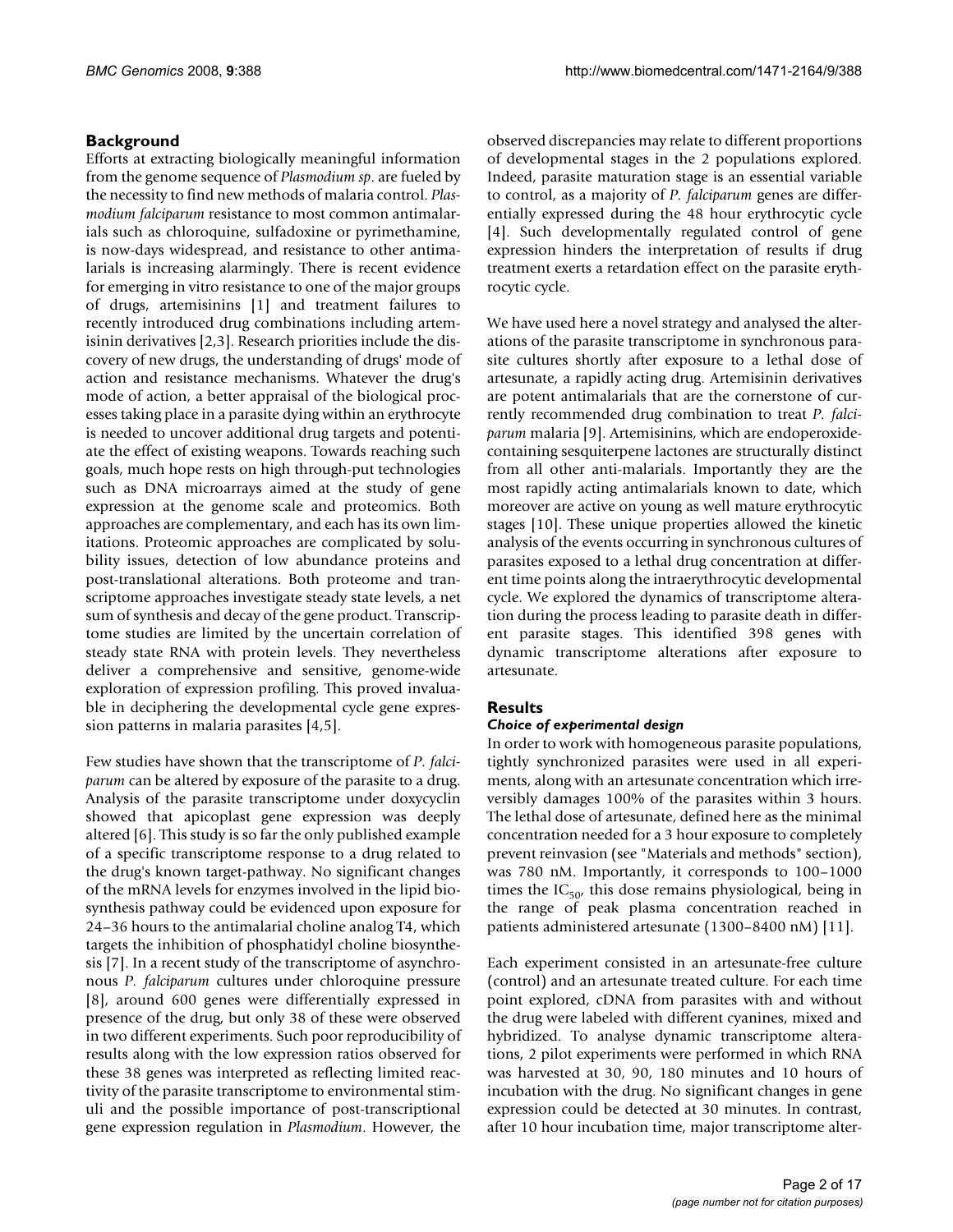## Background

Efforts at extracting biologically meaningful information from the genome sequence of *Plasmodium sp*. are fueled by the necessity to find new methods of malaria control. *Plasmodium falciparum* resistance to most common antimalarials such as chloroquine, sulfadoxine or pyrimethamine, is now-days widespread, and resistance to other antimalarials is increasing alarmingly. There is recent evidence for emerging in vitro resistance to one of the major groups of drugs, artemisinins [1] and treatment failures to recently introduced drug combinations including artemisinin derivatives [2,3]. Research priorities include the discovery of new drugs, the understanding of drugs' mode of action and resistance mechanisms. Whatever the drug's mode of action, a better appraisal of the biological processes taking place in a parasite dying within an erythrocyte is needed to uncover additional drug targets and potentiate the effect of existing weapons. Towards reaching such goals, much hope rests on high through-put technologies such as DNA microarrays aimed at the study of gene expression at the genome scale and proteomics. Both approaches are complementary, and each has its own limitations. Proteomic approaches are complicated by solubility issues, detection of low abundance proteins and post-translational alterations. Both proteome and transcriptome approaches investigate steady state levels, a net sum of synthesis and decay of the gene product. Transcriptome studies are limited by the uncertain correlation of steady state RNA with protein levels. They nevertheless deliver a comprehensive and sensitive, genome-wide exploration of expression profiling. This proved invaluable in deciphering the developmental cycle gene expression patterns in malaria parasites [4,5].

Few studies have shown that the transcriptome of *P. falciparum* can be altered by exposure of the parasite to a drug. Analysis of the parasite transcriptome under doxycyclin showed that apicoplast gene expression was deeply altered [6]. This study is so far the only published example of a specific transcriptome response to a drug related to the drug's known target-pathway. No significant changes of the mRNA levels for enzymes involved in the lipid biosynthesis pathway could be evidenced upon exposure for 24–36 hours to the antimalarial choline analog T4, which targets the inhibition of phosphatidyl choline biosynthesis [7]. In a recent study of the transcriptome of asynchronous *P. falciparum* cultures under chloroquine pressure [8], around 600 genes were differentially expressed in presence of the drug, but only 38 of these were observed in two different experiments. Such poor reproducibility of results along with the low expression ratios observed for these 38 genes was interpreted as reflecting limited reactivity of the parasite transcriptome to environmental stimuli and the possible importance of post-transcriptional gene expression regulation in *Plasmodium*. However, the observed discrepancies may relate to different proportions of developmental stages in the 2 populations explored. Indeed, parasite maturation stage is an essential variable to control, as a majority of *P. falciparum* genes are differentially expressed during the 48 hour erythrocytic cycle [4]. Such developmentally regulated control of gene expression hinders the interpretation of results if drug treatment exerts a retardation effect on the parasite erythrocytic cycle.

We have used here a novel strategy and analysed the alterations of the parasite transcriptome in synchronous parasite cultures shortly after exposure to a lethal dose of artesunate, a rapidly acting drug. Artemisinin derivatives are potent antimalarials that are the cornerstone of currently recommended drug combination to treat *P. falciparum* malaria [9]. Artemisinins, which are endoperoxide-containing sesquiterpene lactones are structurally distinct from all other anti-malarials. Importantly they are the most rapidly acting antimalarials known to date, which moreover are active on young as well mature erythrocytic stages [10]. These unique properties allowed the kinetic analysis of the events occurring in synchronous cultures of parasites exposed to a lethal drug concentration at different time points along the intraerythrocytic developmental cycle. We explored the dynamics of transcriptome alteration during the process leading to parasite death in different parasite stages. This identified 398 genes with dynamic transcriptome alterations after exposure to artesunate.

## Results

### Choice of experimental design

In order to work with homogeneous parasite populations, tightly synchronized parasites were used in all experiments, along with an artesunate concentration which irreversibly damages 100% of the parasites within 3 hours. The lethal dose of artesunate, defined here as the minimal concentration needed for a 3 hour exposure to completely prevent reinvasion (see "Materials and methods" section), was 780 nM. Importantly, it corresponds to 100–1000 times the $IC_{50}$, this dose remains physiological, being in the range of peak plasma concentration reached in patients administered artesunate (1300–8400 nM) [11].

Each experiment consisted in an artesunate-free culture (control) and an artesunate treated culture. For each time point explored, cDNA from parasites with and without the drug were labeled with different cyanines, mixed and hybridized. To analyse dynamic transcriptome alterations, 2 pilot experiments were performed in which RNA was harvested at 30, 90, 180 minutes and 10 hours of incubation with the drug. No significant changes in gene expression could be detected at 30 minutes. In contrast, after 10 hour incubation time, major transcriptome alter-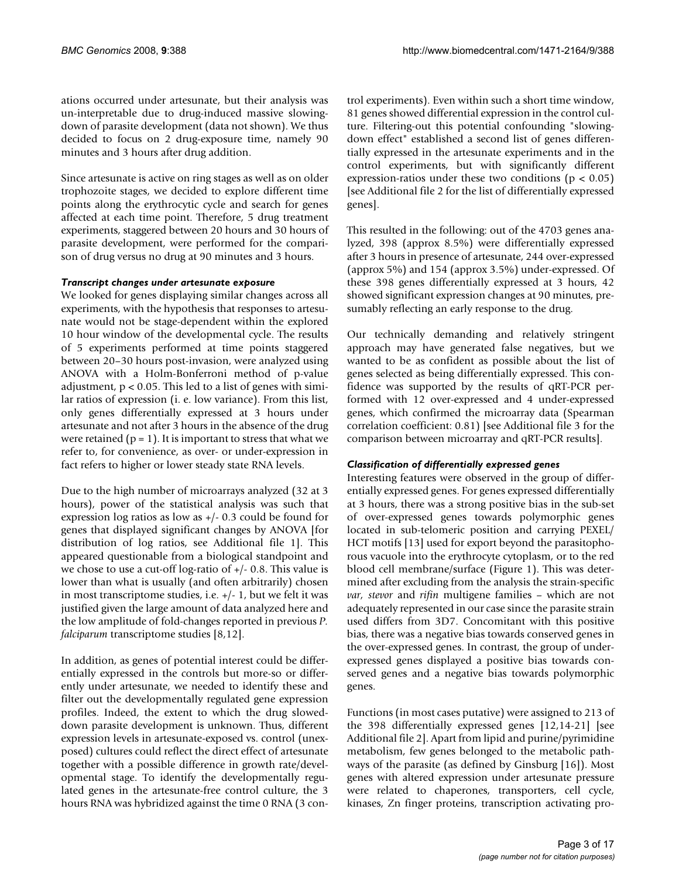ations occurred under artesunate, but their analysis was un-interpretable due to drug-induced massive slowing-down of parasite development (data not shown). We thus decided to focus on 2 drug-exposure time, namely 90 minutes and 3 hours after drug addition.

Since artesunate is active on ring stages as well as on older trophozoite stages, we decided to explore different time points along the erythrocytic cycle and search for genes affected at each time point. Therefore, 5 drug treatment experiments, staggered between 20 hours and 30 hours of parasite development, were performed for the comparison of drug versus no drug at 90 minutes and 3 hours.

### *Transcript changes under artesunate exposure*

We looked for genes displaying similar changes across all experiments, with the hypothesis that responses to artesunate would not be stage-dependent within the explored 10 hour window of the developmental cycle. The results of 5 experiments performed at time points staggered between 20–30 hours post-invasion, were analyzed using ANOVA with a Holm-Bonferroni method of p-value adjustment, $p < 0.05$. This led to a list of genes with similar ratios of expression (i. e. low variance). From this list, only genes differentially expressed at 3 hours under artesunate and not after 3 hours in the absence of the drug were retained ($p = 1$). It is important to stress that what we refer to, for convenience, as over- or under-expression in fact refers to higher or lower steady state RNA levels.

Due to the high number of microarrays analyzed (32 at 3 hours), power of the statistical analysis was such that expression log ratios as low as +/- 0.3 could be found for genes that displayed significant changes by ANOVA [for distribution of log ratios, see Additional file 1]. This appeared questionable from a biological standpoint and we chose to use a cut-off log-ratio of +/- 0.8. This value is lower than what is usually (and often arbitrarily) chosen in most transcriptome studies, i.e. +/- 1, but we felt it was justified given the large amount of data analyzed here and the low amplitude of fold-changes reported in previous *P. falciparum* transcriptome studies [8,12].

In addition, as genes of potential interest could be differentially expressed in the controls but more-so or differently under artesunate, we needed to identify these and filter out the developmentally regulated gene expression profiles. Indeed, the extent to which the drug slowed-down parasite development is unknown. Thus, different expression levels in artesunate-exposed vs. control (unexposed) cultures could reflect the direct effect of artesunate together with a possible difference in growth rate/developmental stage. To identify the developmentally regulated genes in the artesunate-free control culture, the 3 hours RNA was hybridized against the time 0 RNA (3 control experiments). Even within such a short time window, 81 genes showed differential expression in the control culture. Filtering-out this potential confounding "slowing-down effect" established a second list of genes differentially expressed in the artesunate experiments and in the control experiments, but with significantly different expression-ratios under these two conditions ($p < 0.05$) [see Additional file 2 for the list of differentially expressed genes].

This resulted in the following: out of the 4703 genes analyzed, 398 (approx 8.5%) were differentially expressed after 3 hours in presence of artesunate, 244 over-expressed (approx 5%) and 154 (approx 3.5%) under-expressed. Of these 398 genes differentially expressed at 3 hours, 42 showed significant expression changes at 90 minutes, presumably reflecting an early response to the drug.

Our technically demanding and relatively stringent approach may have generated false negatives, but we wanted to be as confident as possible about the list of genes selected as being differentially expressed. This confidence was supported by the results of qRT-PCR performed with 12 over-expressed and 4 under-expressed genes, which confirmed the microarray data (Spearman correlation coefficient: 0.81) [see Additional file 3 for the comparison between microarray and qRT-PCR results].

### *Classification of differentially expressed genes*

Interesting features were observed in the group of differentially expressed genes. For genes expressed differentially at 3 hours, there was a strong positive bias in the sub-set of over-expressed genes towards polymorphic genes located in sub-telomeric position and carrying PEXEL/HCT motifs [13] used for export beyond the parasitophorous vacuole into the erythrocyte cytoplasm, or to the red blood cell membrane/surface (Figure 1). This was determined after excluding from the analysis the strain-specific *var*, *stevor* and *rifin* multigene families – which are not adequately represented in our case since the parasite strain used differs from 3D7. Concomitant with this positive bias, there was a negative bias towards conserved genes in the over-expressed genes. In contrast, the group of under-expressed genes displayed a positive bias towards conserved genes and a negative bias towards polymorphic genes.

Functions (in most cases putative) were assigned to 213 of the 398 differentially expressed genes [12,14-21] [see Additional file 2]. Apart from lipid and purine/pyrimidine metabolism, few genes belonged to the metabolic pathways of the parasite (as defined by Ginsburg [16]). Most genes with altered expression under artesunate pressure were related to chaperones, transporters, cell cycle, kinases, Zn finger proteins, transcription activating pro-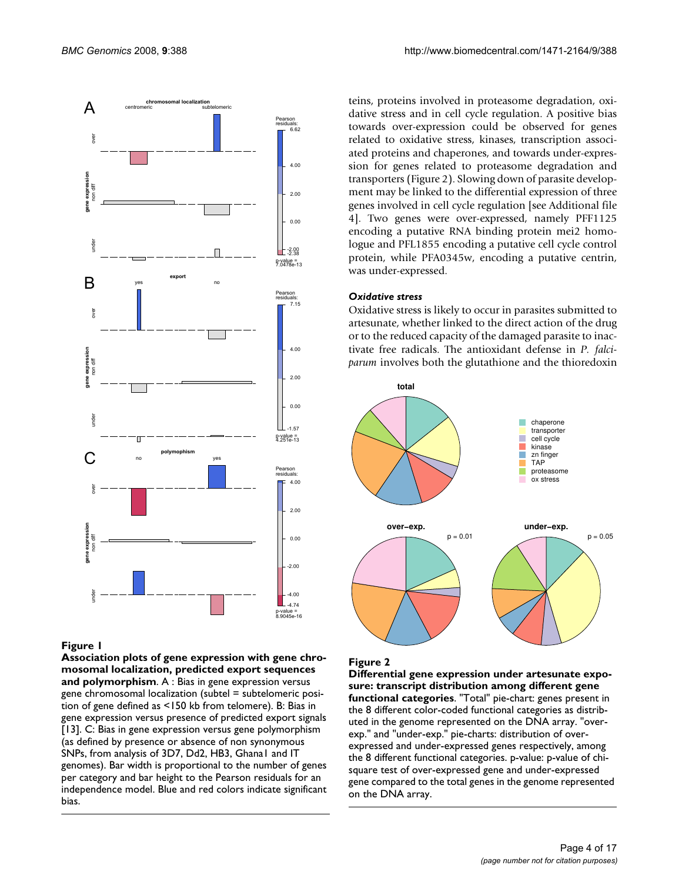teins, proteins involved in proteasome degradation, oxidative stress and in cell cycle regulation. A positive bias towards over-expression could be observed for genes related to oxidative stress, kinases, transcription associated proteins and chaperones, and towards under-expression for genes related to proteasome degradation and transporters (Figure 2). Slowing down of parasite development may be linked to the differential expression of three genes involved in cell cycle regulation [see Additional file 4]. Two genes were over-expressed, namely PFF1125 encoding a putative RNA binding protein mei2 homologue and PFL1855 encoding a putative cell cycle control protein, while PFA0345w, encoding a putative centrin, was under-expressed.

#### *Oxidative stress*

Oxidative stress is likely to occur in parasites submitted to artesunate, whether linked to the direct action of the drug or to the reduced capacity of the damaged parasite to inactivate free radicals. The antioxidant defense in *P. falciparum* involves both the glutathione and the thioredoxin

**Figure 1**

**Association plots of gene expression with gene chromosomal localization, predicted export sequences and polymorphism**. A : Bias in gene expression versus gene chromosomal localization (subtel = subtelomeric position of gene defined as <150 kb from telomere). B: Bias in gene expression versus presence of predicted export signals [13]. C: Bias in gene expression versus gene polymorphism (as defined by presence or absence of non synonymous SNPs, from analysis of 3D7, Dd2, HB3, Ghana1 and IT genomes). Bar width is proportional to the number of genes per category and bar height to the Pearson residuals for an independence model. Blue and red colors indicate significant bias.

**Figure 2**

**Differential gene expression under artesunate exposure: transcript distribution among different gene functional categories**. "Total" pie-chart: genes present in the 8 different color-coded functional categories as distributed in the genome represented on the DNA array. "over-exp." and "under-exp." pie-charts: distribution of over-expressed and under-expressed genes respectively, among the 8 different functional categories. p-value: p-value of chi-square test of over-expressed gene and under-expressed gene compared to the total genes in the genome represented on the DNA array.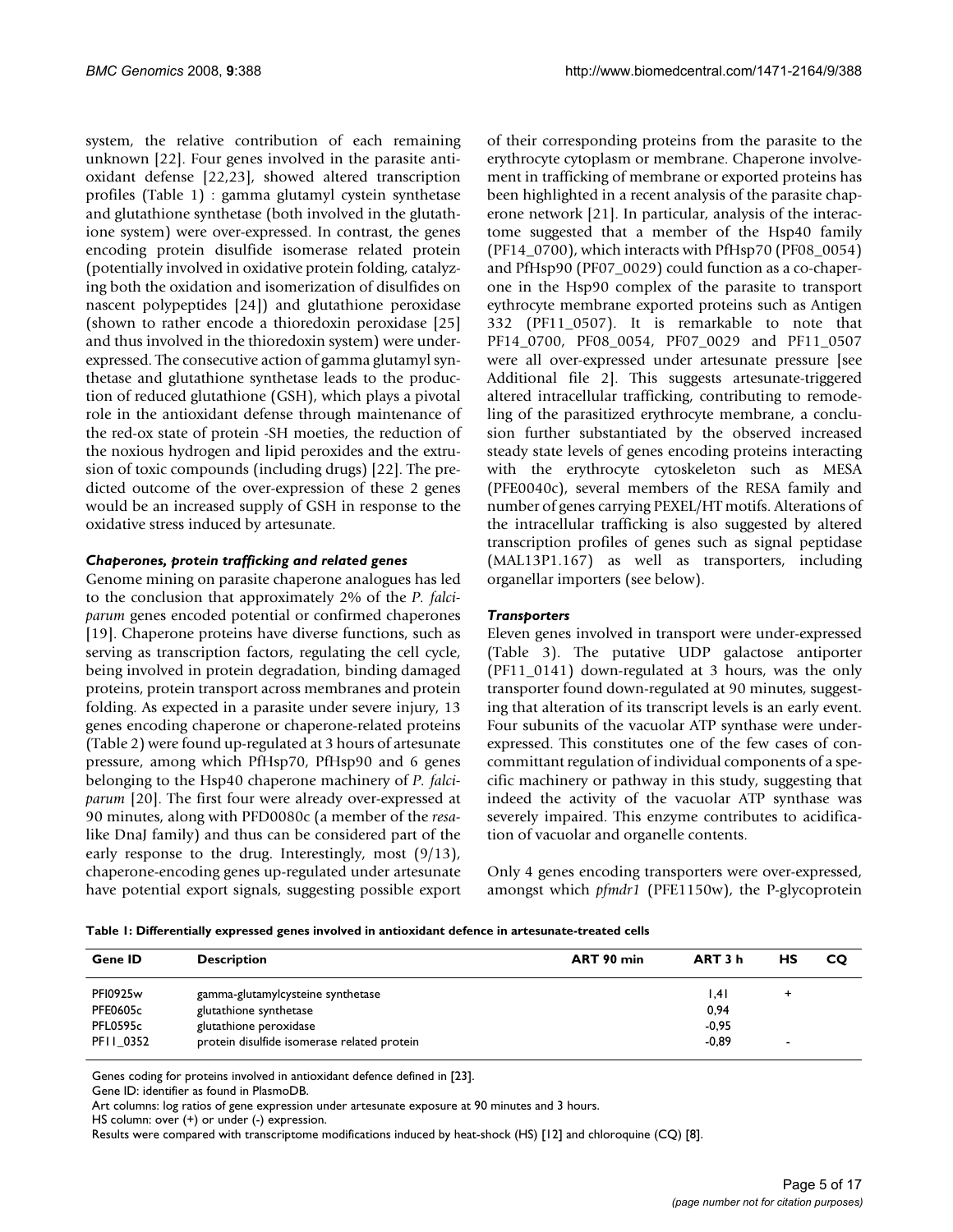system, the relative contribution of each remaining unknown [22]. Four genes involved in the parasite antioxidant defense [22,23], showed altered transcription profiles (Table 1) : gamma glutamyl cystein synthetase and glutathione synthetase (both involved in the glutathione system) were over-expressed. In contrast, the genes encoding protein disulfide isomerase related protein (potentially involved in oxidative protein folding, catalyzing both the oxidation and isomerization of disulfides on nascent polypeptides [24]) and glutathione peroxidase (shown to rather encode a thioredoxin peroxidase [25] and thus involved in the thioredoxin system) were under-expressed. The consecutive action of gamma glutamyl synthetase and glutathione synthetase leads to the production of reduced glutathione (GSH), which plays a pivotal role in the antioxidant defense through maintenance of the red-ox state of protein -SH moeties, the reduction of the noxious hydrogen and lipid peroxides and the extrusion of toxic compounds (including drugs) [22]. The predicted outcome of the over-expression of these 2 genes would be an increased supply of GSH in response to the oxidative stress induced by artesunate.

### *Chaperones, protein trafficking and related genes*

Genome mining on parasite chaperone analogues has led to the conclusion that approximately 2% of the *P. falciparum* genes encoded potential or confirmed chaperones [19]. Chaperone proteins have diverse functions, such as serving as transcription factors, regulating the cell cycle, being involved in protein degradation, binding damaged proteins, protein transport across membranes and protein folding. As expected in a parasite under severe injury, 13 genes encoding chaperone or chaperone-related proteins (Table 2) were found up-regulated at 3 hours of artesunate pressure, among which PfHsp70, PfHsp90 and 6 genes belonging to the Hsp40 chaperone machinery of *P. falciparum* [20]. The first four were already over-expressed at 90 minutes, along with PFD0080c (a member of the *resa*-like DnaJ family) and thus can be considered part of the early response to the drug. Interestingly, most (9/13), chaperone-encoding genes up-regulated under artesunate have potential export signals, suggesting possible export of their corresponding proteins from the parasite to the erythrocyte cytoplasm or membrane. Chaperone involvement in trafficking of membrane or exported proteins has been highlighted in a recent analysis of the parasite chaperone network [21]. In particular, analysis of the interactome suggested that a member of the Hsp40 family (PF14_0700), which interacts with PfHsp70 (PF08_0054) and PfHsp90 (PF07_0029) could function as a co-chaperone in the Hsp90 complex of the parasite to transport eythrocyte membrane exported proteins such as Antigen 332 (PF11_0507). It is remarkable to note that PF14_0700, PF08_0054, PF07_0029 and PF11_0507 were all over-expressed under artesunate pressure [see Additional file 2]. This suggests artesunate-triggered altered intracellular trafficking, contributing to remodeling of the parasitized erythrocyte membrane, a conclusion further substantiated by the observed increased steady state levels of genes encoding proteins interacting with the erythrocyte cytoskeleton such as MESA (PFE0040c), several members of the RESA family and number of genes carrying PEXEL/HT motifs. Alterations of the intracellular trafficking is also suggested by altered transcription profiles of genes such as signal peptidase (MAL13P1.167) as well as transporters, including organellar importers (see below).

### *Transporters*

Eleven genes involved in transport were under-expressed (Table 3). The putative UDP galactose antiporter (PF11_0141) down-regulated at 3 hours, was the only transporter found down-regulated at 90 minutes, suggesting that alteration of its transcript levels is an early event. Four subunits of the vacuolar ATP synthase were under-expressed. This constitutes one of the few cases of concommittant regulation of individual components of a specific machinery or pathway in this study, suggesting that indeed the activity of the vacuolar ATP synthase was severely impaired. This enzyme contributes to acidification of vacuolar and organelle contents.

Only 4 genes encoding transporters were over-expressed, amongst which *pfmdr1* (PFE1150w), the P-glycoprotein

**Table 1: Differentially expressed genes involved in antioxidant defence in artesunate-treated cells**

| Gene ID | Description | ART 90 min | ART 3 h | HS | CQ |
|---|---|---|---|---|---|
| PFI0925w | gamma-glutamylcysteine synthetase | | 1,41 | + | |
| PFE0605c | glutathione synthetase | | 0,94 | | |
| PFL0595c | glutathione peroxidase | | -0,95 | | |
| PF11_0352 | protein disulfide isomerase related protein | | -0,89 | - | |

Genes coding for proteins involved in antioxidant defence defined in [23].
Gene ID: identifier as found in PlasmoDB.
Art columns: log ratios of gene expression under artesunate exposure at 90 minutes and 3 hours.
HS column: over (+) or under (-) expression.
Results were compared with transcriptome modifications induced by heat-shock (HS) [12] and chloroquine (CQ) [8].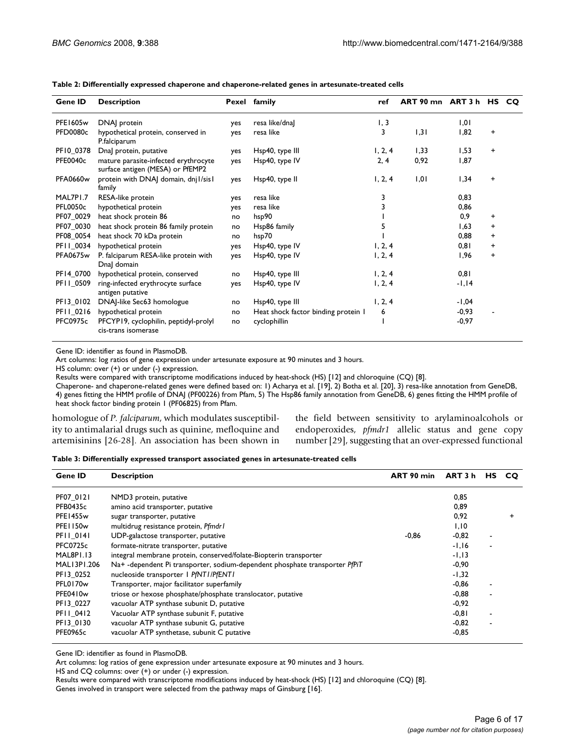**Table 2: Differentially expressed chaperone and chaperone-related genes in artesunate-treated cells**

| Gene ID | Description | Pexel | family | ref | ART 90 mn | ART 3 h | HS | CQ |
|---|---|---|---|---|---|---|---|---|
| PFE1605w | DNAJ protein | yes | resa like/dnaJ | 1, 3 | | 1,01 | | |
| PFD0080c | hypothetical protein, conserved in P.falciparum | yes | resa like | 3 | 1,31 | 1,82 | + | |
| PF10_0378 | DnaJ protein, putative | yes | Hsp40, type III | 1, 2, 4 | 1,33 | 1,53 | + | |
| PFE0040c | mature parasite-infected erythrocyte surface antigen (MESA) or PfEMP2 | yes | Hsp40, type IV | 2, 4 | 0,92 | 1,87 | | |
| PFA0660w | protein with DNAJ domain, dnj1/sis1 family | yes | Hsp40, type II | 1, 2, 4 | 1,01 | 1,34 | + | |
| MAL7P1.7 | RESA-like protein | yes | resa like | 3 | | 0,83 | | |
| PFL0050c | hypothetical protein | yes | resa like | 3 | | 0,86 | | |
| PF07_0029 | heat shock protein 86 | no | hsp90 | 1 | | 0,9 | + | |
| PF07_0030 | heat shock protein 86 family protein | no | Hsp86 family | 5 | | 1,63 | + | |
| PF08_0054 | heat shock 70 kDa protein | no | hsp70 | 1 | | 0,88 | + | |
| PF11_0034 | hypothetical protein | yes | Hsp40, type IV | 1, 2, 4 | | 0,81 | + | |
| PFA0675w | P. falciparum RESA-like protein with DnaJ domain | yes | Hsp40, type IV | 1, 2, 4 | | 1,96 | + | |
| PF14_0700 | hypothetical protein, conserved | no | Hsp40, type III | 1, 2, 4 | | 0,81 | | |
| PF11_0509 | ring-infected erythrocyte surface antigen putative | yes | Hsp40, type IV | 1, 2, 4 | | -1,14 | | |
| PF13_0102 | DNAJ-like Sec63 homologue | no | Hsp40, type III | 1, 2, 4 | | -1,04 | | |
| PF11_0216 | hypothetical protein | no | Heat shock factor binding protein 1 | 6 | | -0,93 | - | |
| PFC0975c | PFCYP19, cyclophilin, peptidyl-prolyl cis-trans isomerase | no | cyclophillin | 1 | | -0,97 | | |

Gene ID: identifier as found in PlasmoDB.
Art columns: log ratios of gene expression under artesunate exposure at 90 minutes and 3 hours.
HS column: over (+) or under (-) expression.
Results were compared with transcriptome modifications induced by heat-shock (HS) [12] and chloroquine (CQ) [8].
Chaperone- and chaperone-related genes were defined based on: 1) Acharya et al. [19], 2) Botha et al. [20], 3) resa-like annotation from GeneDB, 4) genes fitting the HMM profile of DNAJ (PF00226) from Pfam, 5) The Hsp86 family annotation from GeneDB, 6) genes fitting the HMM profile of heat shock factor binding protein 1 (PF06825) from Pfam.

homologue of *P. falciparum*, which modulates susceptibility to antimalarial drugs such as quinine, mefloquine and artemisinins [26-28]. An association has been shown in the field between sensitivity to arylaminoalcohols or endoperoxides, *pfmdr1* allelic status and gene copy number [29], suggesting that an over-expressed functional

**Table 3: Differentially expressed transport associated genes in artesunate-treated cells**

| Gene ID | Description | ART 90 min | ART 3 h | HS | CQ |
|---|---|---|---|---|---|
| PF07_0121 | NMD3 protein, putative | | 0,85 | | |
| PFB0435c | amino acid transporter, putative | | 0,89 | | |
| PFE1455w | sugar transporter, putative | | 0,92 | | + |
| PFE1150w | multidrug resistance protein, *Pfmdr1* | | 1,10 | | |
| PF11_0141 | UDP-galactose transporter, putative | -0,86 | -0,82 | - | |
| PFC0725c | formate-nitrate transporter, putative | | -1,16 | - | |
| MAL8P1.13 | integral membrane protein, conserved/folate-Biopterin transporter | | -1,13 | | |
| MAL13P1.206 | Na+ -dependent Pi transporter, sodium-dependent phosphate transporter *PfPiT* | | -0,90 | | |
| PF13_0252 | nucleoside transporter 1 *PfNT1/PfENT1* | | -1,32 | | |
| PFL0170w | Transporter, major facilitator superfamily | | -0,86 | - | |
| PFE0410w | triose or hexose phosphate/phosphate translocator, putative | | -0,88 | - | |
| PF13_0227 | vacuolar ATP synthase subunit D, putative | | -0,92 | | |
| PF11_0412 | Vacuolar ATP synthase subunit F, putative | | -0,81 | - | |
| PF13_0130 | vacuolar ATP synthase subunit G, putative | | -0,82 | - | |
| PFE0965c | vacuolar ATP synthetase, subunit C putative | | -0,85 | | |

Gene ID: identifier as found in PlasmoDB.
Art columns: log ratios of gene expression under artesunate exposure at 90 minutes and 3 hours.
HS and CQ columns: over (+) or under (-) expression.
Results were compared with transcriptome modifications induced by heat-shock (HS) [12] and chloroquine (CQ) [8].
Genes involved in transport were selected from the pathway maps of Ginsburg [16].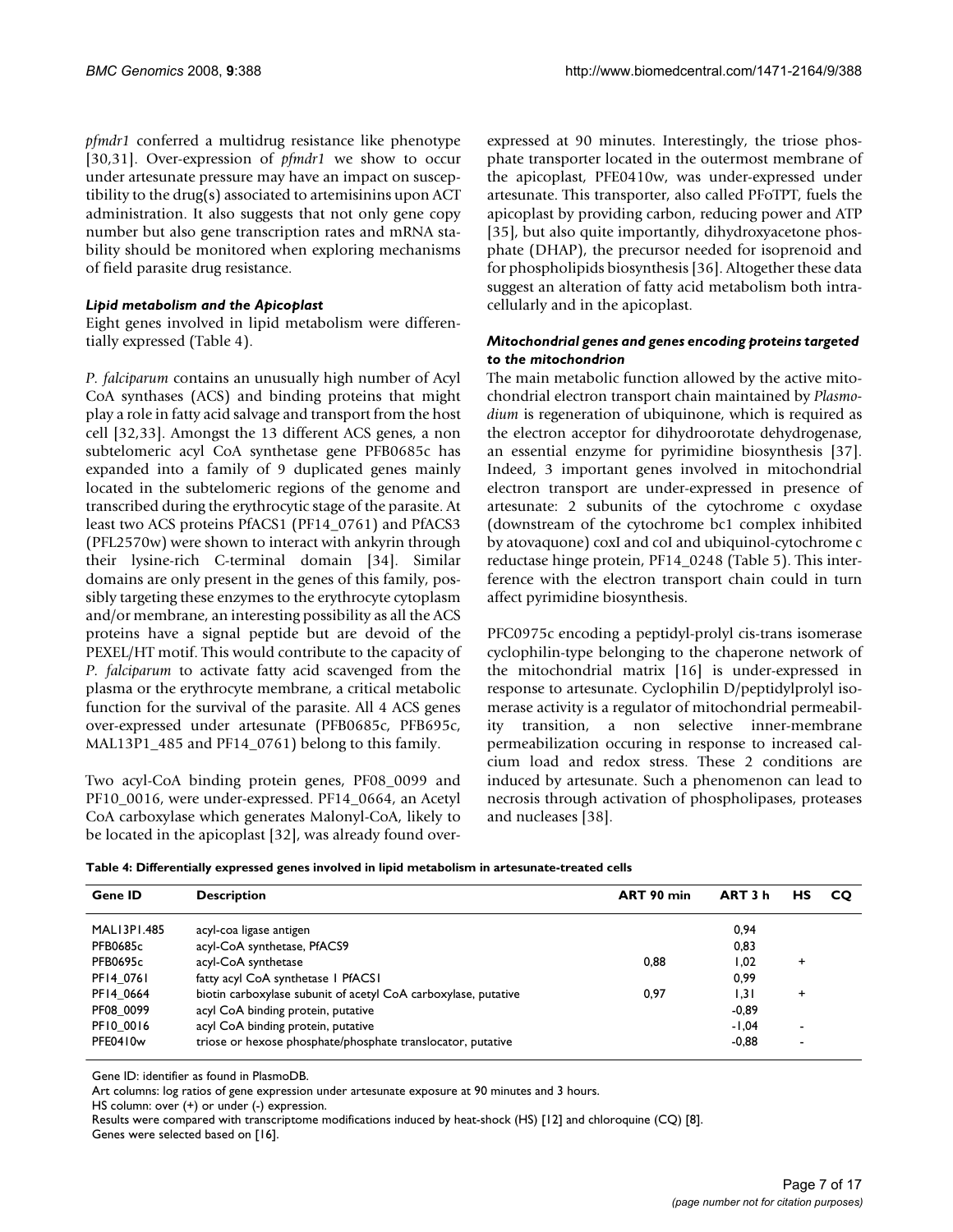*pfmdr1* conferred a multidrug resistance like phenotype [30,31]. Over-expression of *pfmdr1* we show to occur under artesunate pressure may have an impact on susceptibility to the drug(s) associated to artemisinins upon ACT administration. It also suggests that not only gene copy number but also gene transcription rates and mRNA stability should be monitored when exploring mechanisms of field parasite drug resistance.

### *Lipid metabolism and the Apicoplast*

Eight genes involved in lipid metabolism were differentially expressed (Table 4).

*P. falciparum* contains an unusually high number of Acyl CoA synthases (ACS) and binding proteins that might play a role in fatty acid salvage and transport from the host cell [32,33]. Amongst the 13 different ACS genes, a non subtelomeric acyl CoA synthetase gene PFB0685c has expanded into a family of 9 duplicated genes mainly located in the subtelomeric regions of the genome and transcribed during the erythrocytic stage of the parasite. At least two ACS proteins PfACS1 (PF14_0761) and PfACS3 (PFL2570w) were shown to interact with ankyrin through their lysine-rich C-terminal domain [34]. Similar domains are only present in the genes of this family, possibly targeting these enzymes to the erythrocyte cytoplasm and/or membrane, an interesting possibility as all the ACS proteins have a signal peptide but are devoid of the PEXEL/HT motif. This would contribute to the capacity of *P. falciparum* to activate fatty acid scavenged from the plasma or the erythrocyte membrane, a critical metabolic function for the survival of the parasite. All 4 ACS genes over-expressed under artesunate (PFB0685c, PFB695c, MAL13P1_485 and PF14_0761) belong to this family.

Two acyl-CoA binding protein genes, PF08_0099 and PF10_0016, were under-expressed. PF14_0664, an Acetyl CoA carboxylase which generates Malonyl-CoA, likely to be located in the apicoplast [32], was already found over-expressed at 90 minutes. Interestingly, the triose phosphate transporter located in the outermost membrane of the apicoplast, PFE0410w, was under-expressed under artesunate. This transporter, also called PFoTPT, fuels the apicoplast by providing carbon, reducing power and ATP [35], but also quite importantly, dihydroxyacetone phosphate (DHAP), the precursor needed for isoprenoid and for phospholipids biosynthesis [36]. Altogether these data suggest an alteration of fatty acid metabolism both intracellularly and in the apicoplast.

### *Mitochondrial genes and genes encoding proteins targeted to the mitochondrion*

The main metabolic function allowed by the active mitochondrial electron transport chain maintained by *Plasmodium* is regeneration of ubiquinone, which is required as the electron acceptor for dihydroorotate dehydrogenase, an essential enzyme for pyrimidine biosynthesis [37]. Indeed, 3 important genes involved in mitochondrial electron transport are under-expressed in presence of artesunate: 2 subunits of the cytochrome c oxydase (downstream of the cytochrome bc1 complex inhibited by atovaquone) coxI and coI and ubiquinol-cytochrome c reductase hinge protein, PF14_0248 (Table 5). This interference with the electron transport chain could in turn affect pyrimidine biosynthesis.

PFC0975c encoding a peptidyl-prolyl cis-trans isomerase cyclophilin-type belonging to the chaperone network of the mitochondrial matrix [16] is under-expressed in response to artesunate. Cyclophilin D/peptidylprolyl isomerase activity is a regulator of mitochondrial permeability transition, a non selective inner-membrane permeabilization occuring in response to increased calcium load and redox stress. These 2 conditions are induced by artesunate. Such a phenomenon can lead to necrosis through activation of phospholipases, proteases and nucleases [38].

**Table 4: Differentially expressed genes involved in lipid metabolism in artesunate-treated cells**

| Gene ID | Description | ART 90 min | ART 3 h | HS | CQ |
|---|---|---|---|---|---|
| MAL13P1.485 | acyl-coa ligase antigen | | 0,94 | | |
| PFB0685c | acyl-CoA synthetase, PfACS9 | | 0,83 | | |
| PFB0695c | acyl-CoA synthetase | 0,88 | 1,02 | + | |
| PF14_0761 | fatty acyl CoA synthetase 1 PfACS1 | | 0,99 | | |
| PF14_0664 | biotin carboxylase subunit of acetyl CoA carboxylase, putative | 0,97 | 1,31 | + | |
| PF08_0099 | acyl CoA binding protein, putative | | -0,89 | | |
| PF10_0016 | acyl CoA binding protein, putative | | -1,04 | - | |
| PFE0410w | triose or hexose phosphate/phosphate translocator, putative | | -0,88 | - | |

Gene ID: identifier as found in PlasmoDB.
Art columns: log ratios of gene expression under artesunate exposure at 90 minutes and 3 hours.
HS column: over (+) or under (-) expression.
Results were compared with transcriptome modifications induced by heat-shock (HS) [12] and chloroquine (CQ) [8].
Genes were selected based on [16].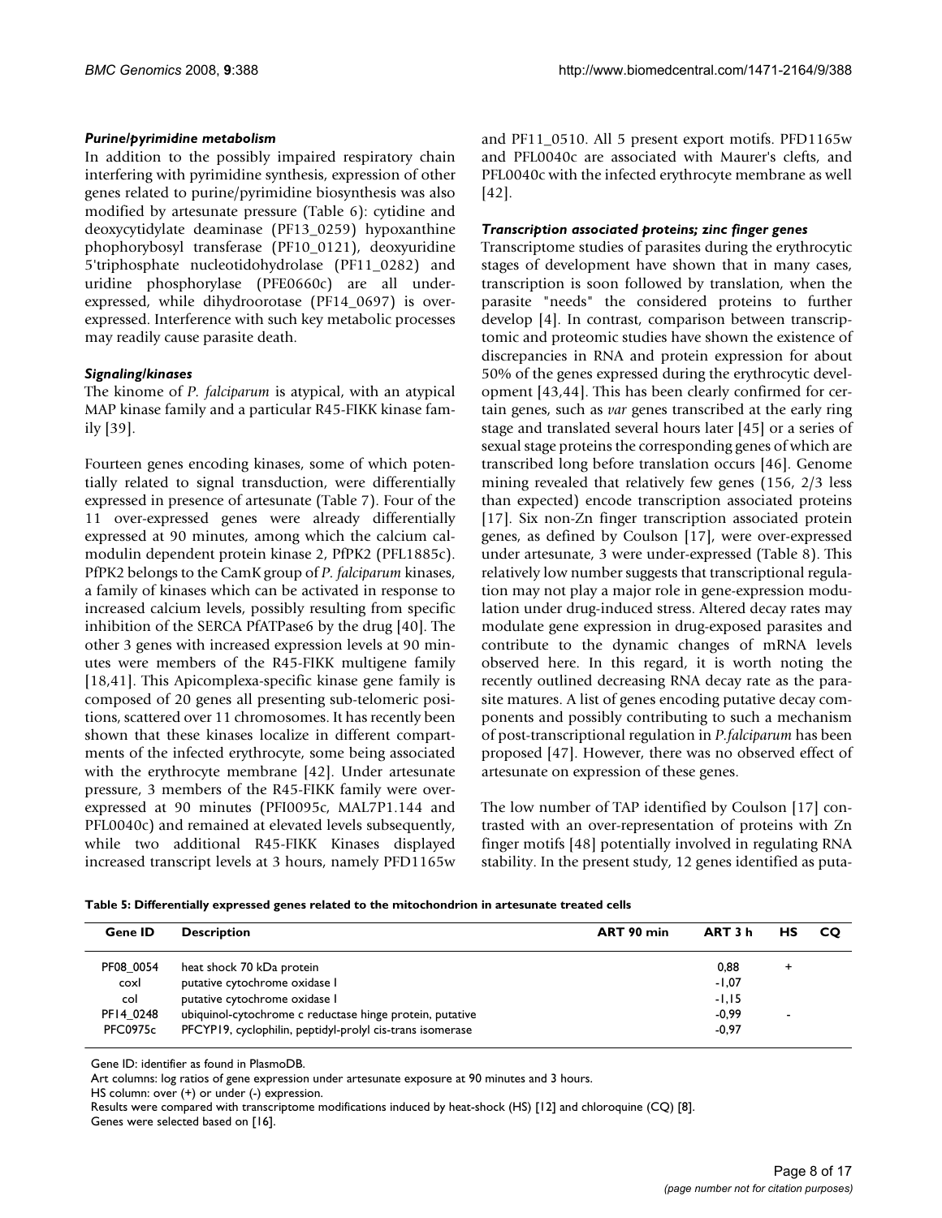### *Purine/pyrimidine metabolism*

In addition to the possibly impaired respiratory chain interfering with pyrimidine synthesis, expression of other genes related to purine/pyrimidine biosynthesis was also modified by artesunate pressure (Table 6): cytidine and deoxycytidylate deaminase (PF13_0259) hypoxanthine phophorybosyl transferase (PF10_0121), deoxyuridine 5'triphosphate nucleotidohydrolase (PF11_0282) and uridine phosphorylase (PFE0660c) are all under-expressed, while dihydroorotase (PF14_0697) is over-expressed. Interference with such key metabolic processes may readily cause parasite death.

### *Signaling/kinases*

The kinome of *P. falciparum* is atypical, with an atypical MAP kinase family and a particular R45-FIKK kinase family [39].

Fourteen genes encoding kinases, some of which potentially related to signal transduction, were differentially expressed in presence of artesunate (Table 7). Four of the 11 over-expressed genes were already differentially expressed at 90 minutes, among which the calcium calmodulin dependent protein kinase 2, PfPK2 (PFL1885c). PfPK2 belongs to the CamK group of *P. falciparum* kinases, a family of kinases which can be activated in response to increased calcium levels, possibly resulting from specific inhibition of the SERCA PfATPase6 by the drug [40]. The other 3 genes with increased expression levels at 90 minutes were members of the R45-FIKK multigene family [18,41]. This Apicomplexa-specific kinase gene family is composed of 20 genes all presenting sub-telomeric positions, scattered over 11 chromosomes. It has recently been shown that these kinases localize in different compartments of the infected erythrocyte, some being associated with the erythrocyte membrane [42]. Under artesunate pressure, 3 members of the R45-FIKK family were over-expressed at 90 minutes (PFI0095c, MAL7P1.144 and PFL0040c) and remained at elevated levels subsequently, while two additional R45-FIKK Kinases displayed increased transcript levels at 3 hours, namely PFD1165w and PF11_0510. All 5 present export motifs. PFD1165w and PFL0040c are associated with Maurer's clefts, and PFL0040c with the infected erythrocyte membrane as well [42].

### *Transcription associated proteins; zinc finger genes*

Transcriptome studies of parasites during the erythrocytic stages of development have shown that in many cases, transcription is soon followed by translation, when the parasite "needs" the considered proteins to further develop [4]. In contrast, comparison between transcriptomic and proteomic studies have shown the existence of discrepancies in RNA and protein expression for about 50% of the genes expressed during the erythrocytic development [43,44]. This has been clearly confirmed for certain genes, such as *var* genes transcribed at the early ring stage and translated several hours later [45] or a series of sexual stage proteins the corresponding genes of which are transcribed long before translation occurs [46]. Genome mining revealed that relatively few genes (156, 2/3 less than expected) encode transcription associated proteins [17]. Six non-Zn finger transcription associated protein genes, as defined by Coulson [17], were over-expressed under artesunate, 3 were under-expressed (Table 8). This relatively low number suggests that transcriptional regulation may not play a major role in gene-expression modulation under drug-induced stress. Altered decay rates may modulate gene expression in drug-exposed parasites and contribute to the dynamic changes of mRNA levels observed here. In this regard, it is worth noting the recently outlined decreasing RNA decay rate as the parasite matures. A list of genes encoding putative decay components and possibly contributing to such a mechanism of post-transcriptional regulation in *P.falciparum* has been proposed [47]. However, there was no observed effect of artesunate on expression of these genes.

The low number of TAP identified by Coulson [17] contrasted with an over-representation of proteins with Zn finger motifs [48] potentially involved in regulating RNA stability. In the present study, 12 genes identified as puta-

**Table 5: Differentially expressed genes related to the mitochondrion in artesunate treated cells**

| Gene ID | Description | ART 90 min | ART 3 h | HS | CQ |
|---|---|---|---|---|---|
| PF08_0054 | heat shock 70 kDa protein | | 0,88 | + | |
| coxI | putative cytochrome oxidase I | | -1,07 | | |
| coI | putative cytochrome oxidase I | | -1,15 | | |
| PF14_0248 | ubiquinol-cytochrome c reductase hinge protein, putative | | -0,99 | - | |
| PFC0975c | PFCYP19, cyclophilin, peptidyl-prolyl cis-trans isomerase | | -0,97 | | |

Gene ID: identifier as found in PlasmoDB.
Art columns: log ratios of gene expression under artesunate exposure at 90 minutes and 3 hours.
HS column: over (+) or under (-) expression.
Results were compared with transcriptome modifications induced by heat-shock (HS) [12] and chloroquine (CQ) [8].
Genes were selected based on [16].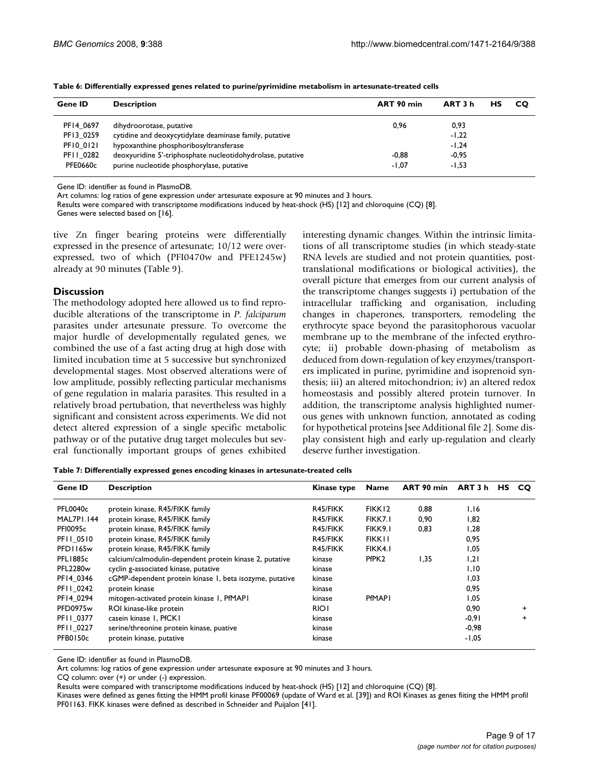**Table 6: Differentially expressed genes related to purine/pyrimidine metabolism in artesunate-treated cells**

| Gene ID | Description | ART 90 min | ART 3 h | HS | CQ |
|---|---|---|---|---|---|
| PF14_0697 | dihydroorotase, putative | 0,96 | 0,93 | | |
| PF13_0259 | cytidine and deoxycytidylate deaminase family, putative | | -1,22 | | |
| PF10_0121 | hypoxanthine phosphoribosyltransferase | | -1,24 | | |
| PF11_0282 | deoxyuridine 5'-triphosphate nucleotidohydrolase, putative | -0,88 | -0,95 | | |
| PFE0660c | purine nucleotide phosphorylase, putative | -1,07 | -1,53 | | |

Gene ID: identifier as found in PlasmoDB.
Art columns: log ratios of gene expression under artesunate exposure at 90 minutes and 3 hours.
Results were compared with transcriptome modifications induced by heat-shock (HS) [12] and chloroquine (CQ) [8].
Genes were selected based on [16].

tive Zn finger bearing proteins were differentially expressed in the presence of artesunate; 10/12 were over-expressed, two of which (PFI0470w and PFE1245w) already at 90 minutes (Table 9).

## Discussion

The methodology adopted here allowed us to find reproducible alterations of the transcriptome in *P. falciparum* parasites under artesunate pressure. To overcome the major hurdle of developmentally regulated genes, we combined the use of a fast acting drug at high dose with limited incubation time at 5 successive but synchronized developmental stages. Most observed alterations were of low amplitude, possibly reflecting particular mechanisms of gene regulation in malaria parasites. This resulted in a relatively broad pertubation, that nevertheless was highly significant and consistent across experiments. We did not detect altered expression of a single specific metabolic pathway or of the putative drug target molecules but several functionally important groups of genes exhibited interesting dynamic changes. Within the intrinsic limitations of all transcriptome studies (in which steady-state RNA levels are studied and not protein quantities, post-translational modifications or biological activities), the overall picture that emerges from our current analysis of the transcriptome changes suggests i) pertubation of the intracellular trafficking and organisation, including changes in chaperones, transporters, remodeling the erythrocyte space beyond the parasitophorous vacuolar membrane up to the membrane of the infected erythrocyte; ii) probable down-phasing of metabolism as deduced from down-regulation of key enzymes/transporters implicated in purine, pyrimidine and isoprenoid synthesis; iii) an altered mitochondrion; iv) an altered redox homeostasis and possibly altered protein turnover. In addition, the transcriptome analysis highlighted numerous genes with unknown function, annotated as coding for hypothetical proteins [see Additional file 2]. Some display consistent high and early up-regulation and clearly deserve further investigation.

**Table 7: Differentially expressed genes encoding kinases in artesunate-treated cells**

| Gene ID | Description | Kinase type | Name | ART 90 min | ART 3 h | HS | CQ |
|---|---|---|---|---|---|---|---|
| PFL0040c | protein kinase, R45/FIKK family | R45/FIKK | FIKK12 | 0,88 | 1,16 | | |
| MAL7P1.144 | protein kinase, R45/FIKK family | R45/FIKK | FIKK7.1 | 0,90 | 1,82 | | |
| PFI0095c | protein kinase, R45/FIKK family | R45/FIKK | FIKK9.1 | 0,83 | 1,28 | | |
| PF11_0510 | protein kinase, R45/FIKK family | R45/FIKK | FIKK11 | | 0,95 | | |
| PFD1165w | protein kinase, R45/FIKK family | R45/FIKK | FIKK4.1 | | 1,05 | | |
| PFL1885c | calcium/calmodulin-dependent protein kinase 2, putative | kinase | PfPK2 | 1,35 | 1,21 | | |
| PFL2280w | cyclin g-associated kinase, putative | kinase | | | 1,10 | | |
| PF14_0346 | cGMP-dependent protein kinase 1, beta isozyme, putative | kinase | | | 1,03 | | |
| PF11_0242 | protein kinase | kinase | | | 0,95 | | |
| PF14_0294 | mitogen-activated protein kinase 1, PfMAP1 | kinase | PfMAP1 | | 1,05 | | |
| PFD0975w | ROI kinase-like protein | RIO1 | | | 0,90 | | + |
| PF11_0377 | casein kinase 1, PfCK1 | kinase | | | -0,91 | | + |
| PF11_0227 | serine/threonine protein kinase, puative | kinase | | | -0,98 | | |
| PFB0150c | protein kinase, putative | kinase | | | -1,05 | | |

Gene ID: identifier as found in PlasmoDB.
Art columns: log ratios of gene expression under artesunate exposure at 90 minutes and 3 hours.
CQ column: over (+) or under (-) expression.
Results were compared with transcriptome modifications induced by heat-shock (HS) [12] and chloroquine (CQ) [8].
Kinases were defined as genes fitting the HMM profil kinase PF00069 (update of Ward et al. [39]) and ROI Kinases as genes fiiting the HMM profil PF01163. FIKK kinases were defined as described in Schneider and Puijalon [41].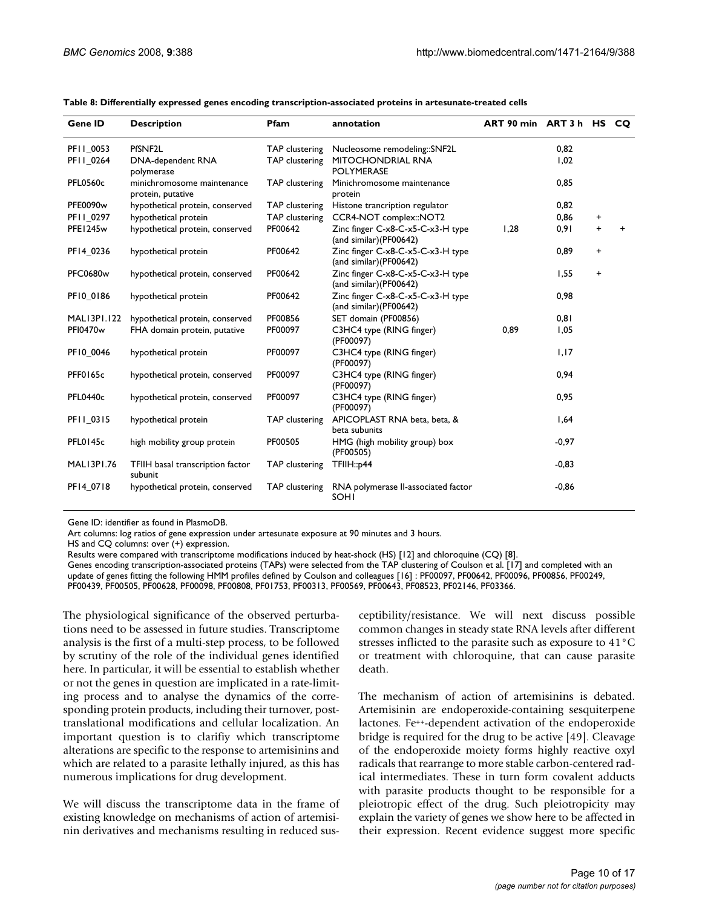**Table 8: Differentially expressed genes encoding transcription-associated proteins in artesunate-treated cells**

| Gene ID | Description | Pfam | annotation | ART 90 min | ART 3 h | HS | CQ |
|---|---|---|---|---|---|---|---|
| PF11_0053 | PfSNF2L | TAP clustering | Nucleosome remodeling::SNF2L | | 0,82 | | |
| PF11_0264 | DNA-dependent RNA polymerase | TAP clustering | MITOCHONDRIAL RNA POLYMERASE | | 1,02 | | |
| PFL0560c | minichromosome maintenance protein, putative | TAP clustering | Minichromosome maintenance protein | | 0,85 | | |
| PFE0090w | hypothetical protein, conserved | TAP clustering | Histone trancription regulator | | 0,82 | | |
| PF11_0297 | hypothetical protein | TAP clustering | CCR4-NOT complex::NOT2 | | 0,86 | + | |
| PFE1245w | hypothetical protein, conserved | PF00642 | Zinc finger C-x8-C-x5-C-x3-H type (and similar)(PF00642) | 1,28 | 0,91 | + | + |
| PF14_0236 | hypothetical protein | PF00642 | Zinc finger C-x8-C-x5-C-x3-H type (and similar)(PF00642) | | 0,89 | + | |
| PFC0680w | hypothetical protein, conserved | PF00642 | Zinc finger C-x8-C-x5-C-x3-H type (and similar)(PF00642) | | 1,55 | + | |
| PF10_0186 | hypothetical protein | PF00642 | Zinc finger C-x8-C-x5-C-x3-H type (and similar)(PF00642) | | 0,98 | | |
| MAL13P1.122 | hypothetical protein, conserved | PF00856 | SET domain (PF00856) | | 0,81 | | |
| PFI0470w | FHA domain protein, putative | PF00097 | C3HC4 type (RING finger) (PF00097) | 0,89 | 1,05 | | |
| PF10_0046 | hypothetical protein | PF00097 | C3HC4 type (RING finger) (PF00097) | | 1,17 | | |
| PFF0165c | hypothetical protein, conserved | PF00097 | C3HC4 type (RING finger) (PF00097) | | 0,94 | | |
| PFL0440c | hypothetical protein, conserved | PF00097 | C3HC4 type (RING finger) (PF00097) | | 0,95 | | |
| PF11_0315 | hypothetical protein | TAP clustering | APICOPLAST RNA beta, beta, & beta subunits | | 1,64 | | |
| PFL0145c | high mobility group protein | PF00505 | HMG (high mobility group) box (PF00505) | | -0,97 | | |
| MAL13P1.76 | TFIIH basal transcription factor subunit | TAP clustering | TFIIH::p44 | | -0,83 | | |
| PF14_0718 | hypothetical protein, conserved | TAP clustering | RNA polymerase II-associated factor SOH1 | | -0,86 | | |

Gene ID: identifier as found in PlasmoDB.
Art columns: log ratios of gene expression under artesunate exposure at 90 minutes and 3 hours.
HS and CQ columns: over (+) expression.
Results were compared with transcriptome modifications induced by heat-shock (HS) [12] and chloroquine (CQ) [8].
Genes encoding transcription-associated proteins (TAPs) were selected from the TAP clustering of Coulson et al. [17] and completed with an update of genes fitting the following HMM profiles defined by Coulson and colleagues [16] : PF00097, PF00642, PF00096, PF00856, PF00249, PF00439, PF00505, PF00628, PF00098, PF00808, PF01753, PF00313, PF00569, PF00643, PF08523, PF02146, PF03366.

The physiological significance of the observed perturbations need to be assessed in future studies. Transcriptome analysis is the first of a multi-step process, to be followed by scrutiny of the role of the individual genes identified here. In particular, it will be essential to establish whether or not the genes in question are implicated in a rate-limiting process and to analyse the dynamics of the corresponding protein products, including their turnover, post-translational modifications and cellular localization. An important question is to clarifiy which transcriptome alterations are specific to the response to artemisinins and which are related to a parasite lethally injured, as this has numerous implications for drug development.

We will discuss the transcriptome data in the frame of existing knowledge on mechanisms of action of artemisinin derivatives and mechanisms resulting in reduced susceptibility/resistance. We will next discuss possible common changes in steady state RNA levels after different stresses inflicted to the parasite such as exposure to 41°C or treatment with chloroquine, that can cause parasite death.

The mechanism of action of artemisinins is debated. Artemisinin are endoperoxide-containing sesquiterpene lactones. $Fe^{++}$-dependent activation of the endoperoxide bridge is required for the drug to be active [49]. Cleavage of the endoperoxide moiety forms highly reactive oxyl radicals that rearrange to more stable carbon-centered radical intermediates. These in turn form covalent adducts with parasite products thought to be responsible for a pleiotropic effect of the drug. Such pleiotropicity may explain the variety of genes we show here to be affected in their expression. Recent evidence suggest more specific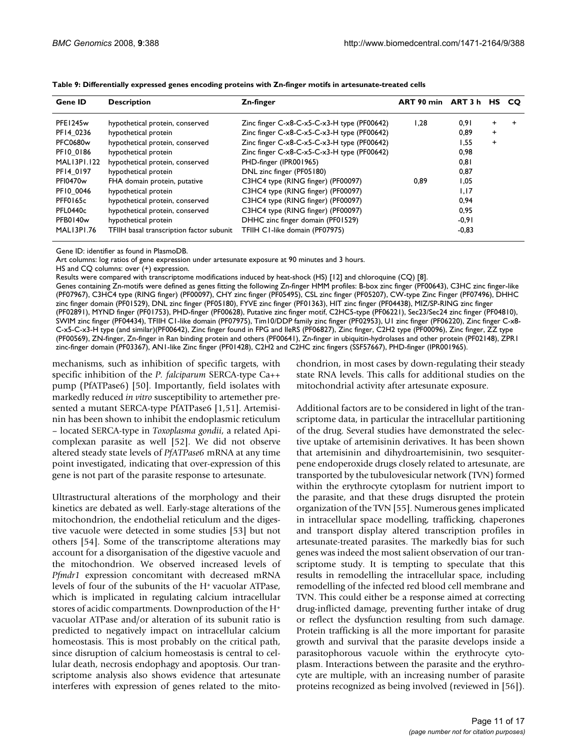**Table 9: Differentially expressed genes encoding proteins with Zn-finger motifs in artesunate-treated cells**

| Gene ID | Description | Zn-finger | ART 90 min | ART 3 h | HS | CQ |
|---|---|---|---|---|---|---|
| PFE1245w | hypothetical protein, conserved | Zinc finger C-x8-C-x5-C-x3-H type (PF00642) | 1,28 | 0,91 | + | + |
| PF14_0236 | hypothetical protein | Zinc finger C-x8-C-x5-C-x3-H type (PF00642) | | 0,89 | + | |
| PFC0680w | hypothetical protein, conserved | Zinc finger C-x8-C-x5-C-x3-H type (PF00642) | | 1,55 | + | |
| PF10_0186 | hypothetical protein | Zinc finger C-x8-C-x5-C-x3-H type (PF00642) | | 0,98 | | |
| MAL13P1.122 | hypothetical protein, conserved | PHD-finger (IPR001965) | | 0,81 | | |
| PF14_0197 | hypothetical protein | DNL zinc finger (PF05180) | | 0,87 | | |
| PFI0470w | FHA domain protein, putative | C3HC4 type (RING finger) (PF00097) | 0,89 | 1,05 | | |
| PF10_0046 | hypothetical protein | C3HC4 type (RING finger) (PF00097) | | 1,17 | | |
| PFF0165c | hypothetical protein, conserved | C3HC4 type (RING finger) (PF00097) | | 0,94 | | |
| PFL0440c | hypothetical protein, conserved | C3HC4 type (RING finger) (PF00097) | | 0,95 | | |
| PFB0140w | hypothetical protein | DHHC zinc finger domain (PF01529) | | -0,91 | | |
| MAL13P1.76 | TFIIH basal transcription factor subunit | TFIIH C1-like domain (PF07975) | | -0,83 | | |

Gene ID: identifier as found in PlasmoDB.
Art columns: log ratios of gene expression under artesunate exposure at 90 minutes and 3 hours.
HS and CQ columns: over (+) expression.
Results were compared with transcriptome modifications induced by heat-shock (HS) [12] and chloroquine (CQ) [8].
Genes containing Zn-motifs were defined as genes fitting the following Zn-finger HMM profiles: B-box zinc finger (PF00643), C3HC zinc finger-like (PF07967), C3HC4 type (RING finger) (PF00097), CHY zinc finger (PF05495), CSL zinc finger (PF05207), CW-type Zinc Finger (PF07496), DHHC zinc finger domain (PF01529), DNL zinc finger (PF05180), FYVE zinc finger (PF01363), HIT zinc finger (PF04438), MIZ/SP-RING zinc finger (PF02891), MYND finger (PF01753), PHD-finger (PF00628), Putative zinc finger motif, C2HC5-type (PF06221), Sec23/Sec24 zinc finger (PF04810), SWIM zinc finger (PF04434), TFIIH C1-like domain (PF07975), Tim10/DDP family zinc finger (PF02953), U1 zinc finger (PF06220), Zinc finger C-x8-C-x5-C-x3-H type (and similar)(PF00642), Zinc finger found in FPG and IleRS (PF06827), Zinc finger, C2H2 type (PF00096), Zinc finger, ZZ type (PF00569), ZN-finger, Zn-finger in Ran binding protein and others (PF00641), Zn-finger in ubiquitin-hydrolases and other protein (PF02148), ZPR1 zinc-finger domain (PF03367), AN1-like Zinc finger (PF01428), C2H2 and C2HC zinc fingers (SSF57667), PHD-finger (IPR001965).

mechanisms, such as inhibition of specific targets, with specific inhibition of the *P. falciparum* SERCA-type Ca++ pump (PfATPase6) [50]. Importantly, field isolates with markedly reduced *in vitro* susceptibility to artemether presented a mutant SERCA-type PfATPase6 [1,51]. Artemisinin has been shown to inhibit the endoplasmic reticulum – located SERCA-type in *Toxoplasma gondii*, a related Apicomplexan parasite as well [52]. We did not observe altered steady state levels of *PfATPase6* mRNA at any time point investigated, indicating that over-expression of this gene is not part of the parasite response to artesunate.

Ultrastructural alterations of the morphology and their kinetics are debated as well. Early-stage alterations of the mitochondrion, the endothelial reticulum and the digestive vacuole were detected in some studies [53] but not others [54]. Some of the transcriptome alterations may account for a disorganisation of the digestive vacuole and the mitochondrion. We observed increased levels of *Pfmdr1* expression concomitant with decreased mRNA levels of four of the subunits of the $H^+$ vacuolar ATPase, which is implicated in regulating calcium intracellular stores of acidic compartments. Downproduction of the $H^+$ vacuolar ATPase and/or alteration of its subunit ratio is predicted to negatively impact on intracellular calcium homeostasis. This is most probably on the critical path, since disruption of calcium homeostasis is central to cellular death, necrosis endophagy and apoptosis. Our transcriptome analysis also shows evidence that artesunate interferes with expression of genes related to the mitochondrion, in most cases by down-regulating their steady state RNA levels. This calls for additional studies on the mitochondrial activity after artesunate exposure.

Additional factors are to be considered in light of the transcriptome data, in particular the intracellular partitioning of the drug. Several studies have demonstrated the selective uptake of artemisinin derivatives. It has been shown that artemisinin and dihydroartemisinin, two sesquiterpene endoperoxide drugs closely related to artesunate, are transported by the tubulovesicular network (TVN) formed within the erythrocyte cytoplasm for nutrient import to the parasite, and that these drugs disrupted the protein organization of the TVN [55]. Numerous genes implicated in intracellular space modelling, trafficking, chaperones and transport display altered transcription profiles in artesunate-treated parasites. The markedly bias for such genes was indeed the most salient observation of our transcriptome study. It is tempting to speculate that this results in remodelling the intracellular space, including remodelling of the infected red blood cell membrane and TVN. This could either be a response aimed at correcting drug-inflicted damage, preventing further intake of drug or reflect the dysfunction resulting from such damage. Protein trafficking is all the more important for parasite growth and survival that the parasite develops inside a parasitophorous vacuole within the erythrocyte cytoplasm. Interactions between the parasite and the erythrocyte are multiple, with an increasing number of parasite proteins recognized as being involved (reviewed in [56]).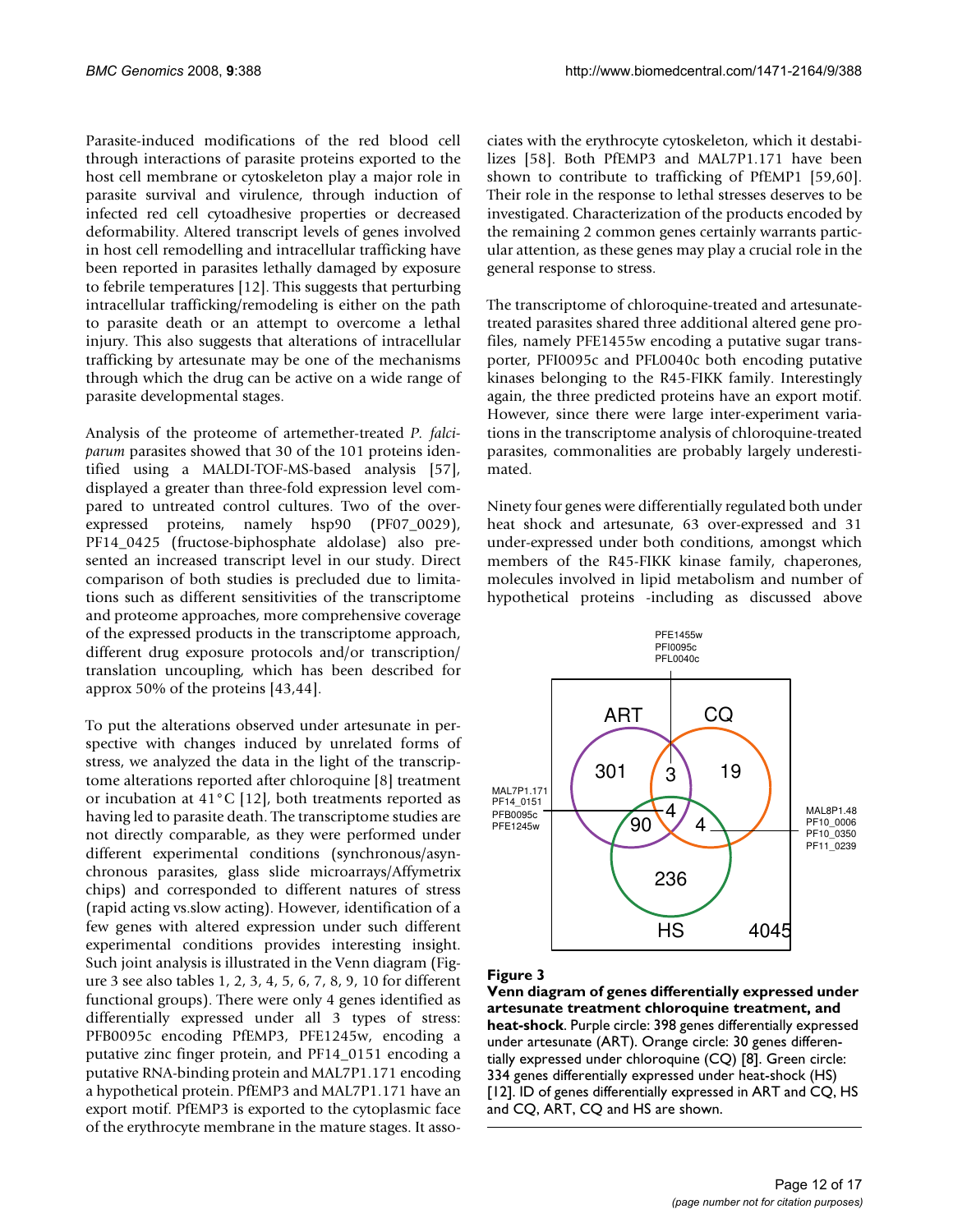Parasite-induced modifications of the red blood cell through interactions of parasite proteins exported to the host cell membrane or cytoskeleton play a major role in parasite survival and virulence, through induction of infected red cell cytoadhesive properties or decreased deformability. Altered transcript levels of genes involved in host cell remodelling and intracellular trafficking have been reported in parasites lethally damaged by exposure to febrile temperatures [12]. This suggests that perturbing intracellular trafficking/remodeling is either on the path to parasite death or an attempt to overcome a lethal injury. This also suggests that alterations of intracellular trafficking by artesunate may be one of the mechanisms through which the drug can be active on a wide range of parasite developmental stages.

Analysis of the proteome of artemether-treated *P. falciparum* parasites showed that 30 of the 101 proteins identified using a MALDI-TOF-MS-based analysis [57], displayed a greater than three-fold expression level compared to untreated control cultures. Two of the over-expressed proteins, namely hsp90 (PF07_0029), PF14_0425 (fructose-biphosphate aldolase) also presented an increased transcript level in our study. Direct comparison of both studies is precluded due to limitations such as different sensitivities of the transcriptome and proteome approaches, more comprehensive coverage of the expressed products in the transcriptome approach, different drug exposure protocols and/or transcription/translation uncoupling, which has been described for approx 50% of the proteins [43,44].

To put the alterations observed under artesunate in perspective with changes induced by unrelated forms of stress, we analyzed the data in the light of the transcriptome alterations reported after chloroquine [8] treatment or incubation at 41°C [12], both treatments reported as having led to parasite death. The transcriptome studies are not directly comparable, as they were performed under different experimental conditions (synchronous/asynchronous parasites, glass slide microarrays/Affymetrix chips) and corresponded to different natures of stress (rapid acting vs.slow acting). However, identification of a few genes with altered expression under such different experimental conditions provides interesting insight. Such joint analysis is illustrated in the Venn diagram (Figure 3 see also tables 1, 2, 3, 4, 5, 6, 7, 8, 9, 10 for different functional groups). There were only 4 genes identified as differentially expressed under all 3 types of stress: PFB0095c encoding PfEMP3, PFE1245w, encoding a putative zinc finger protein, and PF14_0151 encoding a putative RNA-binding protein and MAL7P1.171 encoding a hypothetical protein. PfEMP3 and MAL7P1.171 have an export motif. PfEMP3 is exported to the cytoplasmic face of the erythrocyte membrane in the mature stages. It associates with the erythrocyte cytoskeleton, which it destabilizes [58]. Both PfEMP3 and MAL7P1.171 have been shown to contribute to trafficking of PfEMP1 [59,60]. Their role in the response to lethal stresses deserves to be investigated. Characterization of the products encoded by the remaining 2 common genes certainly warrants particular attention, as these genes may play a crucial role in the general response to stress.

The transcriptome of chloroquine-treated and artesunate-treated parasites shared three additional altered gene profiles, namely PFE1455w encoding a putative sugar transporter, PFI0095c and PFL0040c both encoding putative kinases belonging to the R45-FIKK family. Interestingly again, the three predicted proteins have an export motif. However, since there were large inter-experiment variations in the transcriptome analysis of chloroquine-treated parasites, commonalities are probably largely underestimated.

Ninety four genes were differentially regulated both under heat shock and artesunate, 63 over-expressed and 31 under-expressed under both conditions, amongst which members of the R45-FIKK kinase family, chaperones, molecules involved in lipid metabolism and number of hypothetical proteins -including as discussed above

**Figure 3**

**Venn diagram of genes differentially expressed under artesunate treatment chloroquine treatment, and heat-shock**. Purple circle: 398 genes differentially expressed under artesunate (ART). Orange circle: 30 genes differentially expressed under chloroquine (CQ) [8]. Green circle: 334 genes differentially expressed under heat-shock (HS) [12]. ID of genes differentially expressed in ART and CQ, HS and CQ, ART, CQ and HS are shown.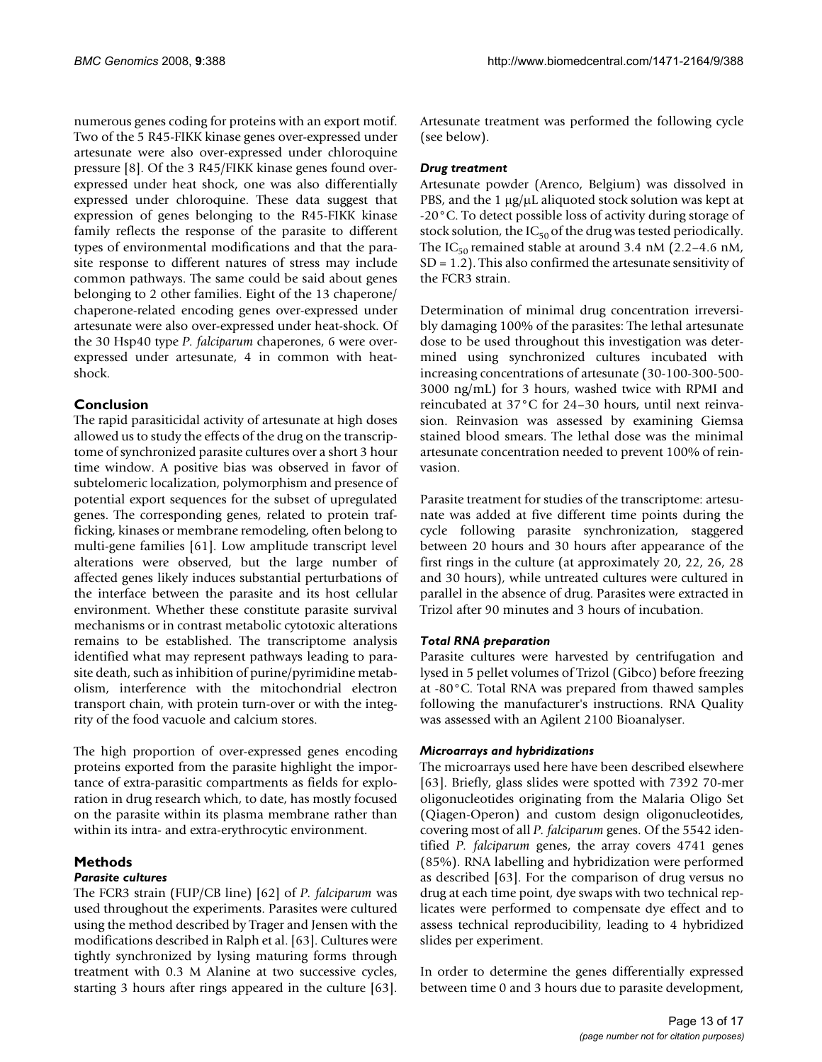numerous genes coding for proteins with an export motif. Two of the 5 R45-FIKK kinase genes over-expressed under artesunate were also over-expressed under chloroquine pressure [8]. Of the 3 R45/FIKK kinase genes found over-expressed under heat shock, one was also differentially expressed under chloroquine. These data suggest that expression of genes belonging to the R45-FIKK kinase family reflects the response of the parasite to different types of environmental modifications and that the parasite response to different natures of stress may include common pathways. The same could be said about genes belonging to 2 other families. Eight of the 13 chaperone/chaperone-related encoding genes over-expressed under artesunate were also over-expressed under heat-shock. Of the 30 Hsp40 type *P. falciparum* chaperones, 6 were over-expressed under artesunate, 4 in common with heat-shock.

## Conclusion

The rapid parasiticidal activity of artesunate at high doses allowed us to study the effects of the drug on the transcriptome of synchronized parasite cultures over a short 3 hour time window. A positive bias was observed in favor of subtelomeric localization, polymorphism and presence of potential export sequences for the subset of upregulated genes. The corresponding genes, related to protein trafficking, kinases or membrane remodeling, often belong to multi-gene families [61]. Low amplitude transcript level alterations were observed, but the large number of affected genes likely induces substantial perturbations of the interface between the parasite and its host cellular environment. Whether these constitute parasite survival mechanisms or in contrast metabolic cytotoxic alterations remains to be established. The transcriptome analysis identified what may represent pathways leading to parasite death, such as inhibition of purine/pyrimidine metabolism, interference with the mitochondrial electron transport chain, with protein turn-over or with the integrity of the food vacuole and calcium stores.

The high proportion of over-expressed genes encoding proteins exported from the parasite highlight the importance of extra-parasitic compartments as fields for exploration in drug research which, to date, has mostly focused on the parasite within its plasma membrane rather than within its intra- and extra-erythrocytic environment.

## Methods

### *Parasite cultures*

The FCR3 strain (FUP/CB line) [62] of *P. falciparum* was used throughout the experiments. Parasites were cultured using the method described by Trager and Jensen with the modifications described in Ralph et al. [63]. Cultures were tightly synchronized by lysing maturing forms through treatment with 0.3 M Alanine at two successive cycles, starting 3 hours after rings appeared in the culture [63]. Artesunate treatment was performed the following cycle (see below).

### *Drug treatment*

Artesunate powder (Arenco, Belgium) was dissolved in PBS, and the 1 μg/μL aliquoted stock solution was kept at -20°C. To detect possible loss of activity during storage of stock solution, the $IC_{50}$ of the drug was tested periodically. The $IC_{50}$ remained stable at around 3.4 nM (2.2–4.6 nM, SD = 1.2). This also confirmed the artesunate sensitivity of the FCR3 strain.

Determination of minimal drug concentration irreversibly damaging 100% of the parasites: The lethal artesunate dose to be used throughout this investigation was determined using synchronized cultures incubated with increasing concentrations of artesunate (30-100-300-500-3000 ng/mL) for 3 hours, washed twice with RPMI and reincubated at 37°C for 24–30 hours, until next reinvasion. Reinvasion was assessed by examining Giemsa stained blood smears. The lethal dose was the minimal artesunate concentration needed to prevent 100% of reinvasion.

Parasite treatment for studies of the transcriptome: artesunate was added at five different time points during the cycle following parasite synchronization, staggered between 20 hours and 30 hours after appearance of the first rings in the culture (at approximately 20, 22, 26, 28 and 30 hours), while untreated cultures were cultured in parallel in the absence of drug. Parasites were extracted in Trizol after 90 minutes and 3 hours of incubation.

### *Total RNA preparation*

Parasite cultures were harvested by centrifugation and lysed in 5 pellet volumes of Trizol (Gibco) before freezing at -80°C. Total RNA was prepared from thawed samples following the manufacturer's instructions. RNA Quality was assessed with an Agilent 2100 Bioanalyser.

### *Microarrays and hybridizations*

The microarrays used here have been described elsewhere [63]. Briefly, glass slides were spotted with 7392 70-mer oligonucleotides originating from the Malaria Oligo Set (Qiagen-Operon) and custom design oligonucleotides, covering most of all *P. falciparum* genes. Of the 5542 identified *P. falciparum* genes, the array covers 4741 genes (85%). RNA labelling and hybridization were performed as described [63]. For the comparison of drug versus no drug at each time point, dye swaps with two technical replicates were performed to compensate dye effect and to assess technical reproducibility, leading to 4 hybridized slides per experiment.

In order to determine the genes differentially expressed between time 0 and 3 hours due to parasite development,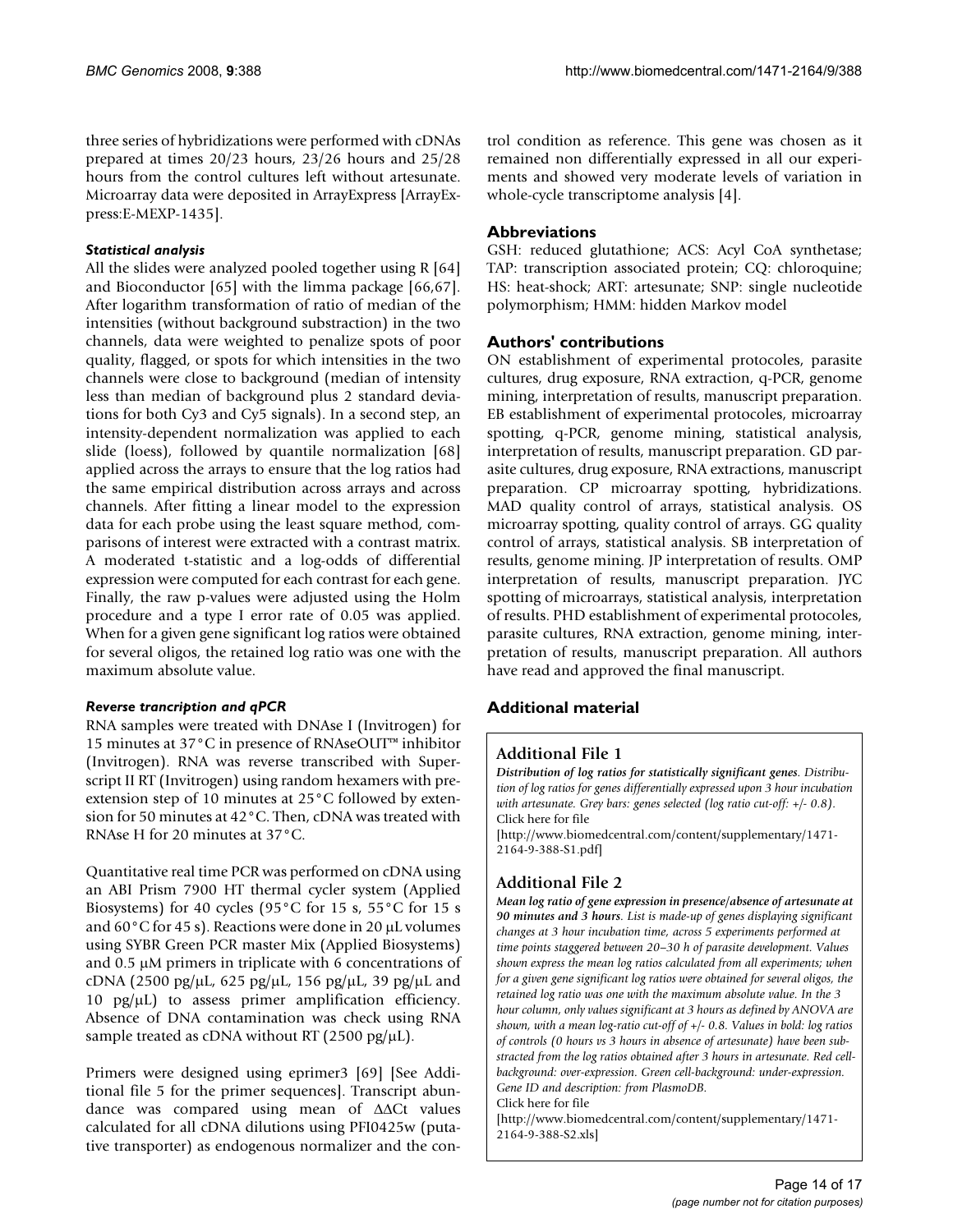three series of hybridizations were performed with cDNAs prepared at times 20/23 hours, 23/26 hours and 25/28 hours from the control cultures left without artesunate. Microarray data were deposited in ArrayExpress [ArrayExpress:E-MEXP-1435].

### Statistical analysis

All the slides were analyzed pooled together using R [64] and Bioconductor [65] with the limma package [66,67]. After logarithm transformation of ratio of median of the intensities (without background substraction) in the two channels, data were weighted to penalize spots of poor quality, flagged, or spots for which intensities in the two channels were close to background (median of intensity less than median of background plus 2 standard deviations for both Cy3 and Cy5 signals). In a second step, an intensity-dependent normalization was applied to each slide (loess), followed by quantile normalization [68] applied across the arrays to ensure that the log ratios had the same empirical distribution across arrays and across channels. After fitting a linear model to the expression data for each probe using the least square method, comparisons of interest were extracted with a contrast matrix. A moderated t-statistic and a log-odds of differential expression were computed for each contrast for each gene. Finally, the raw p-values were adjusted using the Holm procedure and a type I error rate of 0.05 was applied. When for a given gene significant log ratios were obtained for several oligos, the retained log ratio was one with the maximum absolute value.

### Reverse trancription and qPCR

RNA samples were treated with DNAse I (Invitrogen) for 15 minutes at 37°C in presence of RNAseOUT™ inhibitor (Invitrogen). RNA was reverse transcribed with Superscript II RT (Invitrogen) using random hexamers with pre-extension step of 10 minutes at 25°C followed by extension for 50 minutes at 42°C. Then, cDNA was treated with RNAse H for 20 minutes at 37°C.

Quantitative real time PCR was performed on cDNA using an ABI Prism 7900 HT thermal cycler system (Applied Biosystems) for 40 cycles (95°C for 15 s, 55°C for 15 s and 60°C for 45 s). Reactions were done in 20 μL volumes using SYBR Green PCR master Mix (Applied Biosystems) and 0.5 μM primers in triplicate with 6 concentrations of cDNA (2500 pg/μL, 625 pg/μL, 156 pg/μL, 39 pg/μL and 10 pg/μL) to assess primer amplification efficiency. Absence of DNA contamination was check using RNA sample treated as cDNA without RT (2500 pg/μL).

Primers were designed using eprimer3 [69] [See Additional file 5 for the primer sequences]. Transcript abundance was compared using mean of ΔΔCt values calculated for all cDNA dilutions using PFI0425w (putative transporter) as endogenous normalizer and the control condition as reference. This gene was chosen as it remained non differentially expressed in all our experiments and showed very moderate levels of variation in whole-cycle transcriptome analysis [4].

## Abbreviations

GSH: reduced glutathione; ACS: Acyl CoA synthetase; TAP: transcription associated protein; CQ: chloroquine; HS: heat-shock; ART: artesunate; SNP: single nucleotide polymorphism; HMM: hidden Markov model

## Authors' contributions

ON establishment of experimental protocoles, parasite cultures, drug exposure, RNA extraction, q-PCR, genome mining, interpretation of results, manuscript preparation. EB establishment of experimental protocoles, microarray spotting, q-PCR, genome mining, statistical analysis, interpretation of results, manuscript preparation. GD parasite cultures, drug exposure, RNA extractions, manuscript preparation. CP microarray spotting, hybridizations. MAD quality control of arrays, statistical analysis. OS microarray spotting, quality control of arrays. GG quality control of arrays, statistical analysis. SB interpretation of results, genome mining. JP interpretation of results. OMP interpretation of results, manuscript preparation. JYC spotting of microarrays, statistical analysis, interpretation of results. PHD establishment of experimental protocoles, parasite cultures, RNA extraction, genome mining, interpretation of results, manuscript preparation. All authors have read and approved the final manuscript.

## Additional material

### Additional File 1

***Distribution of log ratios for statistically significant genes****. Distribution of log ratios for genes differentially expressed upon 3 hour incubation with artesunate. Grey bars: genes selected (log ratio cut-off: +/- 0.8).*
Click here for file
[http://www.biomedcentral.com/content/supplementary/1471-2164-9-388-S1.pdf]

### Additional File 2

***Mean log ratio of gene expression in presence/absence of artesunate at 90 minutes and 3 hours****. List is made-up of genes displaying significant changes at 3 hour incubation time, across 5 experiments performed at time points staggered between 20–30 h of parasite development. Values shown express the mean log ratios calculated from all experiments; when for a given gene significant log ratios were obtained for several oligos, the retained log ratio was one with the maximum absolute value. In the 3 hour column, only values significant at 3 hours as defined by ANOVA are shown, with a mean log-ratio cut-off of +/- 0.8. Values in bold: log ratios of controls (0 hours vs 3 hours in absence of artesunate) have been substracted from the log ratios obtained after 3 hours in artesunate. Red cell-background: over-expression. Green cell-background: under-expression. Gene ID and description: from PlasmoDB.*
Click here for file
[http://www.biomedcentral.com/content/supplementary/1471-2164-9-388-S2.xls]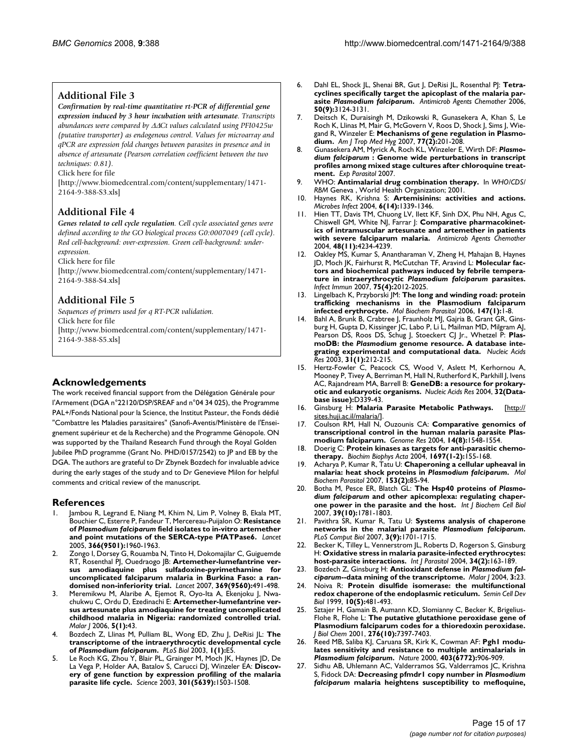## Additional File 3

***Confirmation by real-time quantitative rt-PCR of differential gene expression induced by 3 hour incubation with artesunate****. Transcripts abundances were compared by ΔΔCt values calculated using PFI0425w (putative transporter) as endogenous control. Values for microarray and qPCR are expression fold changes between parasites in presence and in absence of artesunate (Pearson correlation coefficient between the two techniques: 0.81).*

Click here for file

[http://www.biomedcentral.com/content/supplementary/1471-2164-9-388-S3.xls]

## Additional File 4

***Genes related to cell cycle regulation****. Cell cycle associated genes were defined according to the GO biological process G0:0007049 (cell cycle). Red cell-background: over-expression. Green cell-background: under-expression.*

Click here for file

[http://www.biomedcentral.com/content/supplementary/1471-2164-9-388-S4.xls]

## Additional File 5

*Sequences of primers used for q RT-PCR validation.*

Click here for file

[http://www.biomedcentral.com/content/supplementary/1471-2164-9-388-S5.xls]

## Acknowledgements

The work received financial support from the Délégation Générale pour l'Armement (DGA n°22120/DSP/SREAF and n°04 34 025), the Programme PAL+/Fonds National pour la Science, the Institut Pasteur, the Fonds dédié "Combattre les Maladies parasitaires" (Sanofi-Aventis/Ministère de l'Enseignement supérieur et de la Recherche) and the Programme Génopole. ON was supported by the Thailand Research Fund through the Royal Golden Jubilee PhD programme (Grant No. PHD/0157/2542) to JP and EB by the DGA. The authors are grateful to Dr Zbynek Bozdech for invaluable advice during the early stages of the study and to Dr Genevieve Milon for helpful comments and critical review of the manuscript.

## References

1. Jambou R, Legrand E, Niang M, Khim N, Lim P, Volney B, Ekala MT, Bouchier C, Esterre P, Fandeur T, Mercereau-Puijalon O: **Resistance of *Plasmodium falciparum* field isolates to in-vitro artemether and point mutations of the SERCA-type PfATPase6.** *Lancet* 2005, **366(9501):**1960-1963.
2. Zongo I, Dorsey G, Rouamba N, Tinto H, Dokomajilar C, Guiguemde RT, Rosenthal PJ, Ouedraogo JB: **Artemether-lumefantrine versus amodiaquine plus sulfadoxine-pyrimethamine for uncomplicated falciparum malaria in Burkina Faso: a randomised non-inferiority trial.** *Lancet* 2007, **369(9560):**491-498.
3. Meremikwu M, Alaribe A, Ejemot R, Oyo-Ita A, Ekenjoku J, Nwachukwu C, Ordu D, Ezedinachi E: **Artemether-lumefantrine versus artesunate plus amodiaquine for treating uncomplicated childhood malaria in Nigeria: randomized controlled trial.** *Malar J* 2006, **5(1):**43.
4. Bozdech Z, Llinas M, Pulliam BL, Wong ED, Zhu J, DeRisi JL: **The transcriptome of the intraerythrocytic developmental cycle of *Plasmodium falciparum*.** *PLoS Biol* 2003, **1(1):**E5.
5. Le Roch KG, Zhou Y, Blair PL, Grainger M, Moch JK, Haynes JD, De La Vega P, Holder AA, Batalov S, Carucci DJ, Winzeler EA: **Discovery of gene function by expression profiling of the malaria parasite life cycle.** *Science* 2003, **301(5639):**1503-1508.
6. Dahl EL, Shock JL, Shenai BR, Gut J, DeRisi JL, Rosenthal PJ: **Tetracyclines specifically target the apicoplast of the malaria parasite *Plasmodium falciparum*.** *Antimicrob Agents Chemother* 2006, **50(9):**3124-3131.
7. Deitsch K, Duraisingh M, Dzikowski R, Gunasekera A, Khan S, Le Roch K, Llinas M, Mair G, McGovern V, Roos D, Shock J, Sims J, Wiegand R, Winzeler E: **Mechanisms of gene regulation in Plasmodium.** *Am J Trop Med Hyg* 2007, **77(2):**201-208.
8. Gunasekera AM, Myrick A, Roch KL, Winzeler E, Wirth DF: ***Plasmodium falciparum* : Genome wide perturbations in transcript profiles among mixed stage cultures after chloroquine treatment.** *Exp Parasitol* 2007.
9. WHO: **Antimalarial drug combination therapy.** In *WHO/CDS/RBM* Geneva , World Health Organization; 2001.
10. Haynes RK, Krishna S: **Artemisinins: activities and actions.** *Microbes Infect* 2004, **6(14):**1339-1346.
11. Hien TT, Davis TM, Chuong LV, Ilett KF, Sinh DX, Phu NH, Agus C, Chiswell GM, White NJ, Farrar J: **Comparative pharmacokinetics of intramuscular artesunate and artemether in patients with severe falciparum malaria.** *Antimicrob Agents Chemother* 2004, **48(11):**4234-4239.
12. Oakley MS, Kumar S, Anantharaman V, Zheng H, Mahajan B, Haynes JD, Moch JK, Fairhurst R, McCutchan TF, Aravind L: **Molecular factors and biochemical pathways induced by febrile temperature in intraerythrocytic *Plasmodium falciparum* parasites.** *Infect Immun* 2007, **75(4):**2012-2025.
13. Lingelbach K, Przyborski JM: **The long and winding road: protein trafficking mechanisms in the Plasmodium falciparum infected erythrocyte.** *Mol Biochem Parasitol* 2006, **147(1):**1-8.
14. Bahl A, Brunk B, Crabtree J, Fraunholz MJ, Gajria B, Grant GR, Ginsburg H, Gupta D, Kissinger JC, Labo P, Li L, Mailman MD, Milgram AJ, Pearson DS, Roos DS, Schug J, Stoeckert CJ Jr., Whetzel P: **PlasmoDB: the *Plasmodium* genome resource. A database integrating experimental and computational data.** *Nucleic Acids Res* 2003, **31(1):**212-215.
15. Hertz-Fowler C, Peacock CS, Wood V, Aslett M, Kerhornou A, Mooney P, Tivey A, Berriman M, Hall N, Rutherford K, Parkhill J, Ivens AC, Rajandream MA, Barrell B: **GeneDB: a resource for prokaryotic and eukaryotic organisms.** *Nucleic Acids Res* 2004, **32(Database issue):**D339-43.
16. Ginsburg H: **Malaria Parasite Metabolic Pathways.** [http://sites.huji.ac.il/malaria/].
17. Coulson RM, Hall N, Ouzounis CA: **Comparative genomics of transcriptional control in the human malaria parasite Plasmodium falciparum.** *Genome Res* 2004, **14(8):**1548-1554.
18. Doerig C: **Protein kinases as targets for anti-parasitic chemotherapy.** *Biochim Biophys Acta* 2004, **1697(1-2):**155-168.
19. Acharya P, Kumar R, Tatu U: **Chaperoning a cellular upheaval in malaria: heat shock proteins in *Plasmodium falciparum*.** *Mol Biochem Parasitol* 2007, **153(2):**85-94.
20. Botha M, Pesce ER, Blatch GL: **The Hsp40 proteins of *Plasmodium falciparum* and other apicomplexa: regulating chaperone power in the parasite and the host.** *Int J Biochem Cell Biol* 2007, **39(10):**1781-1803.
21. Pavithra SR, Kumar R, Tatu U: **Systems analysis of chaperone networks in the malarial parasite *Plasmodium falciparum*.** *PLoS Comput Biol* 2007, **3(9):**1701-1715.
22. Becker K, Tilley L, Vennerstrom JL, Roberts D, Rogerson S, Ginsburg H: **Oxidative stress in malaria parasite-infected erythrocytes: host-parasite interactions.** *Int J Parasitol* 2004, **34(2):**163-189.
23. Bozdech Z, Ginsburg H: **Antioxidant defense in *Plasmodium falciparum*--data mining of the transcriptome.** *Malar J* 2004, **3:**23.
24. Noiva R: **Protein disulfide isomerase: the multifunctional redox chaperone of the endoplasmic reticulum.** *Semin Cell Dev Biol* 1999, **10(5):**481-493.
25. Sztajer H, Gamain B, Aumann KD, Slomianny C, Becker K, Brigelius-Flohe R, Flohe L: **The putative glutathione peroxidase gene of Plasmodium falciparum codes for a thioredoxin peroxidase.** *J Biol Chem* 2001, **276(10):**7397-7403.
26. Reed MB, Saliba KJ, Caruana SR, Kirk K, Cowman AF: **Pgh1 modulates sensitivity and resistance to multiple antimalarials in *Plasmodium falciparum*.** *Nature* 2000, **403(6772):**906-909.
27. Sidhu AB, Uhlemann AC, Valderramos SG, Valderramos JC, Krishna S, Fidock DA: **Decreasing pfmdr1 copy number in *Plasmodium falciparum* malaria heightens susceptibility to mefloquine,**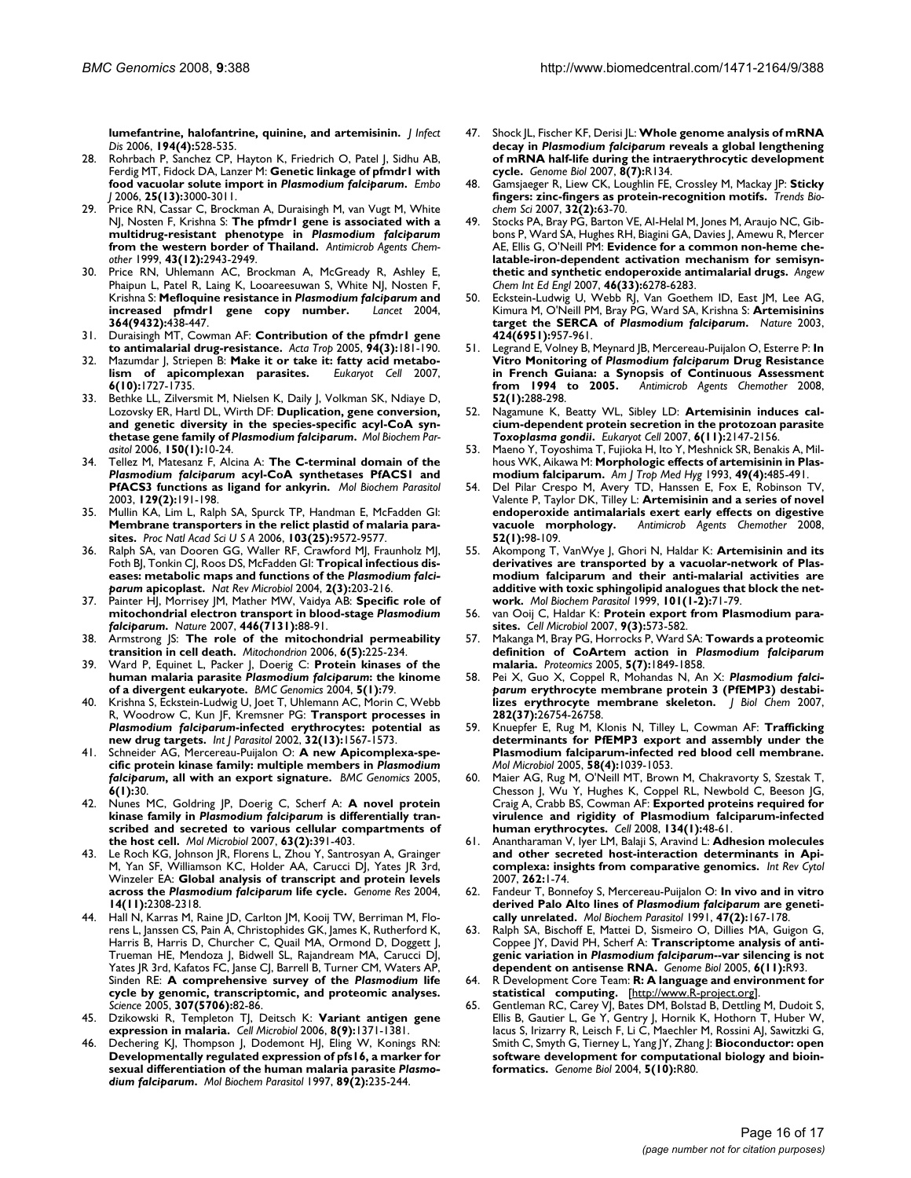**lumefantrine, halofantrine, quinine, and artemisinin.** *J Infect Dis* 2006, **194(4)**:528-535.

28. Rohrbach P, Sanchez CP, Hayton K, Friedrich O, Patel J, Sidhu AB, Ferdig MT, Fidock DA, Lanzer M: **Genetic linkage of pfmdr1 with food vacuolar solute import in *Plasmodium falciparum*.** *Embo J* 2006, **25(13)**:3000-3011.
29. Price RN, Cassar C, Brockman A, Duraisingh M, van Vugt M, White NJ, Nosten F, Krishna S: **The pfmdr1 gene is associated with a multidrug-resistant phenotype in *Plasmodium falciparum* from the western border of Thailand.** *Antimicrob Agents Chemother* 1999, **43(12)**:2943-2949.
30. Price RN, Uhlemann AC, Brockman A, McGready R, Ashley E, Phaipun L, Patel R, Laing K, Looareesuwan S, White NJ, Nosten F, Krishna S: **Mefloquine resistance in *Plasmodium falciparum* and increased pfmdr1 gene copy number.** *Lancet* 2004, **364(9432)**:438-447.
31. Duraisingh MT, Cowman AF: **Contribution of the pfmdr1 gene to antimalarial drug-resistance.** *Acta Trop* 2005, **94(3)**:181-190.
32. Mazumdar J, Striepen B: **Make it or take it: fatty acid metabolism of apicomplexan parasites.** *Eukaryot Cell* 2007, **6(10)**:1727-1735.
33. Bethke LL, Zilversmit M, Nielsen K, Daily J, Volkman SK, Ndiaye D, Lozovsky ER, Hartl DL, Wirth DF: **Duplication, gene conversion, and genetic diversity in the species-specific acyl-CoA synthetase gene family of *Plasmodium falciparum*.** *Mol Biochem Parasitol* 2006, **150(1)**:10-24.
34. Tellez M, Matesanz F, Alcina A: **The C-terminal domain of the *Plasmodium falciparum* acyl-CoA synthetases PfACS1 and PfACS3 functions as ligand for ankyrin.** *Mol Biochem Parasitol* 2003, **129(2)**:191-198.
35. Mullin KA, Lim L, Ralph SA, Spurck TP, Handman E, McFadden GI: **Membrane transporters in the relict plastid of malaria parasites.** *Proc Natl Acad Sci U S A* 2006, **103(25)**:9572-9577.
36. Ralph SA, van Dooren GG, Waller RF, Crawford MJ, Fraunholz MJ, Foth BJ, Tonkin CJ, Roos DS, McFadden GI: **Tropical infectious diseases: metabolic maps and functions of the *Plasmodium falciparum* apicoplast.** *Nat Rev Microbiol* 2004, **2(3)**:203-216.
37. Painter HJ, Morrisey JM, Mather MW, Vaidya AB: **Specific role of mitochondrial electron transport in blood-stage *Plasmodium falciparum*.** *Nature* 2007, **446(7131)**:88-91.
38. Armstrong JS: **The role of the mitochondrial permeability transition in cell death.** *Mitochondrion* 2006, **6(5)**:225-234.
39. Ward P, Equinet L, Packer J, Doerig C: **Protein kinases of the human malaria parasite *Plasmodium falciparum*: the kinome of a divergent eukaryote.** *BMC Genomics* 2004, **5(1)**:79.
40. Krishna S, Eckstein-Ludwig U, Joet T, Uhlemann AC, Morin C, Webb R, Woodrow C, Kun JF, Kremsner PG: **Transport processes in *Plasmodium falciparum*-infected erythrocytes: potential as new drug targets.** *Int J Parasitol* 2002, **32(13)**:1567-1573.
41. Schneider AG, Mercereau-Puijalon O: **A new Apicomplexa-specific protein kinase family: multiple members in *Plasmodium falciparum*, all with an export signature.** *BMC Genomics* 2005, **6(1)**:30.
42. Nunes MC, Goldring JP, Doerig C, Scherf A: **A novel protein kinase family in *Plasmodium falciparum* is differentially transcribed and secreted to various cellular compartments of the host cell.** *Mol Microbiol* 2007, **63(2)**:391-403.
43. Le Roch KG, Johnson JR, Florens L, Zhou Y, Santrosyan A, Grainger M, Yan SF, Williamson KC, Holder AA, Carucci DJ, Yates JR 3rd, Winzeler EA: **Global analysis of transcript and protein levels across the *Plasmodium falciparum* life cycle.** *Genome Res* 2004, **14(11)**:2308-2318.
44. Hall N, Karras M, Raine JD, Carlton JM, Kooij TW, Berriman M, Florens L, Janssen CS, Pain A, Christophides GK, James K, Rutherford K, Harris B, Harris D, Churcher C, Quail MA, Ormond D, Doggett J, Trueman HE, Mendoza J, Bidwell SL, Rajandream MA, Carucci DJ, Yates JR 3rd, Kafatos FC, Janse CJ, Barrell B, Turner CM, Waters AP, Sinden RE: **A comprehensive survey of the *Plasmodium* life cycle by genomic, transcriptomic, and proteomic analyses.** *Science* 2005, **307(5706)**:82-86.
45. Dzikowski R, Templeton TJ, Deitsch K: **Variant antigen gene expression in malaria.** *Cell Microbiol* 2006, **8(9)**:1371-1381.
46. Dechering KJ, Thompson J, Dodemont HJ, Eling W, Konings RN: **Developmentally regulated expression of pfs16, a marker for sexual differentiation of the human malaria parasite *Plasmodium falciparum*.** *Mol Biochem Parasitol* 1997, **89(2)**:235-244.
47. Shock JL, Fischer KF, Derisi JL: **Whole genome analysis of mRNA decay in *Plasmodium falciparum* reveals a global lengthening of mRNA half-life during the intraerythrocytic development cycle.** *Genome Biol* 2007, **8(7)**:R134.
48. Gamsjaeger R, Liew CK, Loughlin FE, Crossley M, Mackay JP: **Sticky fingers: zinc-fingers as protein-recognition motifs.** *Trends Biochem Sci* 2007, **32(2)**:63-70.
49. Stocks PA, Bray PG, Barton VE, Al-Helal M, Jones M, Araujo NC, Gibbons P, Ward SA, Hughes RH, Biagini GA, Davies J, Amewu R, Mercer AE, Ellis G, O'Neill PM: **Evidence for a common non-heme chelatable-iron-dependent activation mechanism for semisynthetic and synthetic endoperoxide antimalarial drugs.** *Angew Chem Int Ed Engl* 2007, **46(33)**:6278-6283.
50. Eckstein-Ludwig U, Webb RJ, Van Goethem ID, East JM, Lee AG, Kimura M, O'Neill PM, Bray PG, Ward SA, Krishna S: **Artemisinins target the SERCA of *Plasmodium falciparum*.** *Nature* 2003, **424(6951)**:957-961.
51. Legrand E, Volney B, Meynard JB, Mercereau-Puijalon O, Esterre P: **In Vitro Monitoring of *Plasmodium falciparum* Drug Resistance in French Guiana: a Synopsis of Continuous Assessment from 1994 to 2005.** *Antimicrob Agents Chemother* 2008, **52(1)**:288-298.
52. Nagamune K, Beatty WL, Sibley LD: **Artemisinin induces calcium-dependent protein secretion in the protozoan parasite *Toxoplasma gondii*.** *Eukaryot Cell* 2007, **6(11)**:2147-2156.
53. Maeno Y, Toyoshima T, Fujioka H, Ito Y, Meshnick SR, Benakis A, Milhous WK, Aikawa M: **Morphologic effects of artemisinin in Plasmodium falciparum.** *Am J Trop Med Hyg* 1993, **49(4)**:485-491.
54. Del Pilar Crespo M, Avery TD, Hanssen E, Fox E, Robinson TV, Valente P, Taylor DK, Tilley L: **Artemisinin and a series of novel endoperoxide antimalarials exert early effects on digestive vacuole morphology.** *Antimicrob Agents Chemother* 2008, **52(1)**:98-109.
55. Akompong T, VanWye J, Ghori N, Haldar K: **Artemisinin and its derivatives are transported by a vacuolar-network of Plasmodium falciparum and their anti-malarial activities are additive with toxic sphingolipid analogues that block the network.** *Mol Biochem Parasitol* 1999, **101(1-2)**:71-79.
56. van Ooij C, Haldar K: **Protein export from Plasmodium parasites.** *Cell Microbiol* 2007, **9(3)**:573-582.
57. Makanga M, Bray PG, Horrocks P, Ward SA: **Towards a proteomic definition of CoArtem action in *Plasmodium falciparum* malaria.** *Proteomics* 2005, **5(7)**:1849-1858.
58. Pei X, Guo X, Coppel R, Mohandas N, An X: ***Plasmodium falciparum* erythrocyte membrane protein 3 (PfEMP3) destabilizes erythrocyte membrane skeleton.** *J Biol Chem* 2007, **282(37)**:26754-26758.
59. Knuepfer E, Rug M, Klonis N, Tilley L, Cowman AF: **Trafficking determinants for PfEMP3 export and assembly under the Plasmodium falciparum-infected red blood cell membrane.** *Mol Microbiol* 2005, **58(4)**:1039-1053.
60. Maier AG, Rug M, O'Neill MT, Brown M, Chakravorty S, Szestak T, Chesson J, Wu Y, Hughes K, Coppel RL, Newbold C, Beeson JG, Craig A, Crabb BS, Cowman AF: **Exported proteins required for virulence and rigidity of Plasmodium falciparum-infected human erythrocytes.** *Cell* 2008, **134(1)**:48-61.
61. Anantharaman V, Iyer LM, Balaji S, Aravind L: **Adhesion molecules and other secreted host-interaction determinants in Apicomplexa: insights from comparative genomics.** *Int Rev Cytol* 2007, **262**:1-74.
62. Fandeur T, Bonnefoy S, Mercereau-Puijalon O: **In vivo and in vitro derived Palo Alto lines of *Plasmodium falciparum* are genetically unrelated.** *Mol Biochem Parasitol* 1991, **47(2)**:167-178.
63. Ralph SA, Bischoff E, Mattei D, Sismeiro O, Dillies MA, Guigon G, Coppee JY, David PH, Scherf A: **Transcriptome analysis of antigenic variation in *Plasmodium falciparum*--var silencing is not dependent on antisense RNA.** *Genome Biol* 2005, **6(11)**:R93.
64. R Development Core Team: **R: A language and environment for statistical computing.** [http://www.R-project.org].
65. Gentleman RC, Carey VJ, Bates DM, Bolstad B, Dettling M, Dudoit S, Ellis B, Gautier L, Ge Y, Gentry J, Hornik K, Hothorn T, Huber W, Iacus S, Irizarry R, Leisch F, Li C, Maechler M, Rossini AJ, Sawitzki G, Smith C, Smyth G, Tierney L, Yang JY, Zhang J: **Bioconductor: open software development for computational biology and bioinformatics.** *Genome Biol* 2004, **5(10)**:R80.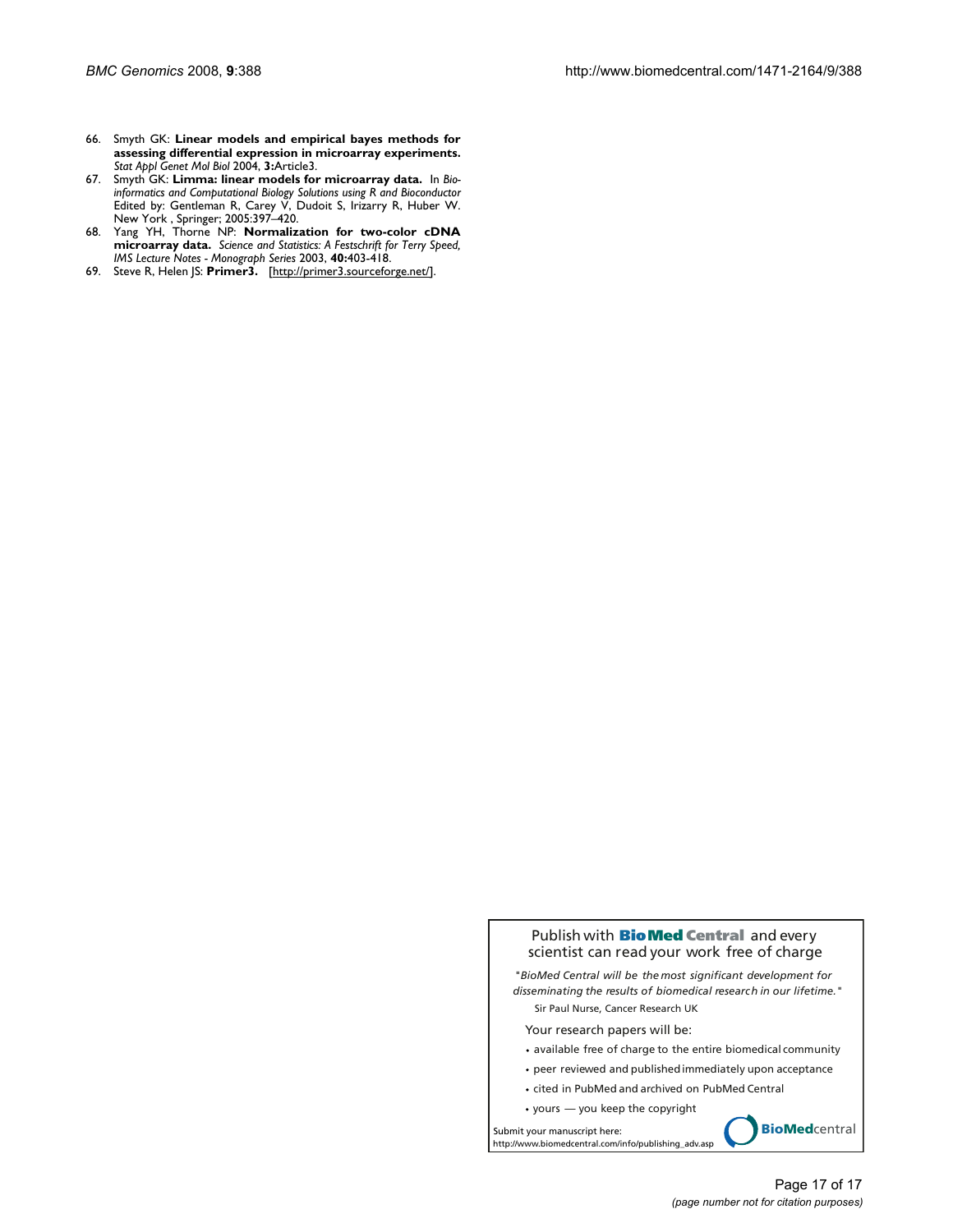66. Smyth GK: **Linear models and empirical bayes methods for assessing differential expression in microarray experiments.** *Stat Appl Genet Mol Biol* 2004, **3:**Article3.
67. Smyth GK: **Limma: linear models for microarray data.** In *Bioinformatics and Computational Biology Solutions using R and Bioconductor* Edited by: Gentleman R, Carey V, Dudoit S, Irizarry R, Huber W. New York , Springer; 2005:397–420.
68. Yang YH, Thorne NP: **Normalization for two-color cDNA microarray data.** *Science and Statistics: A Festschrift for Terry Speed, IMS Lecture Notes - Monograph Series* 2003, **40:**403-418.
69. Steve R, Helen JS: **Primer3.** [http://primer3.sourceforge.net/].

Publish with **BioMed Central** and every scientist can read your work free of charge

*"BioMed Central will be the most significant development for disseminating the results of biomedical research in our lifetime."*

Sir Paul Nurse, Cancer Research UK

Your research papers will be:

- available free of charge to the entire biomedical community
- peer reviewed and published immediately upon acceptance
- cited in PubMed and archived on PubMed Central
- yours — you keep the copyright

Submit your manuscript here:
http://www.biomedcentral.com/info/publishing_adv.asp

**BioMed**central